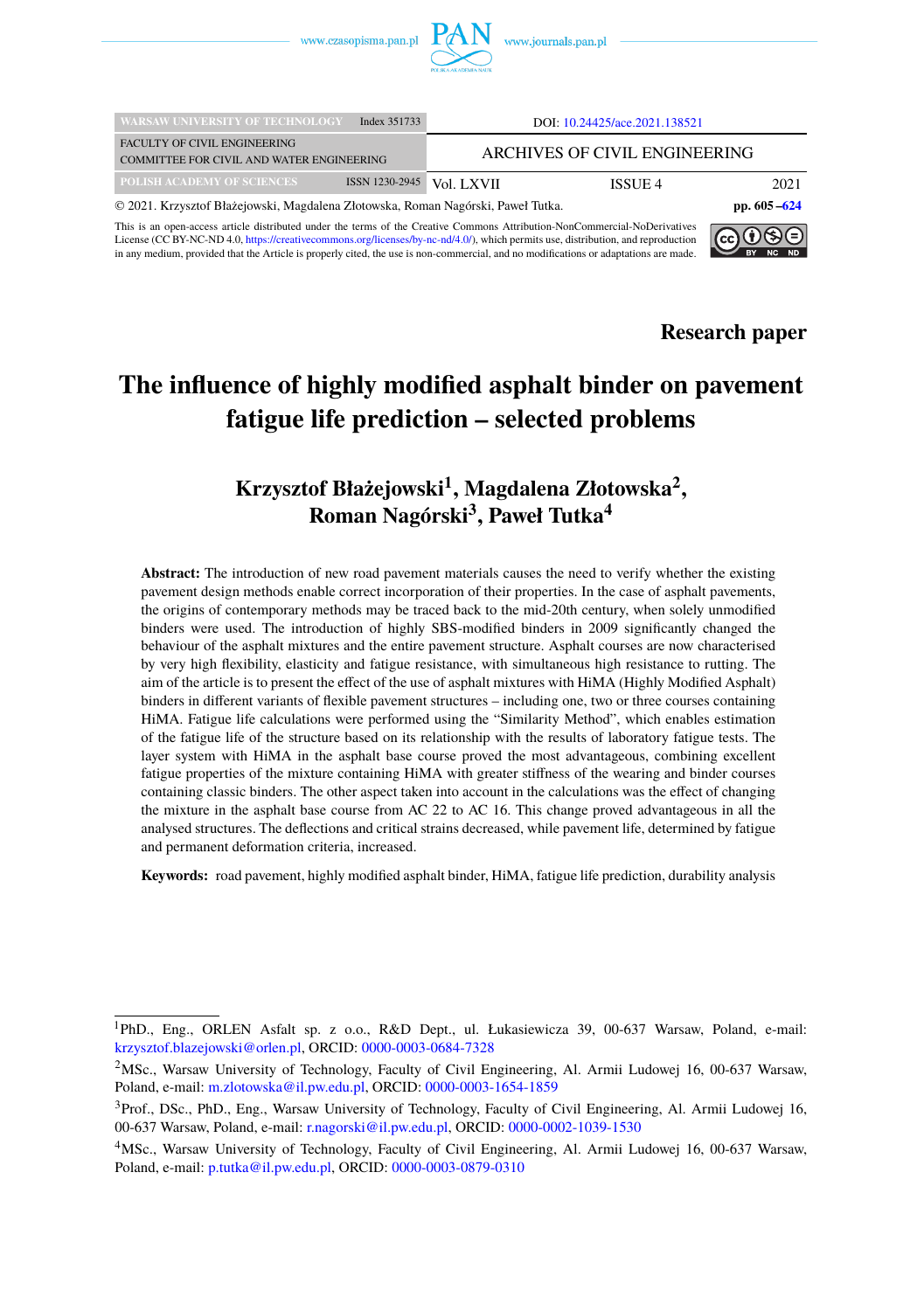DOI: 10.24425/ace.2021.138521

ARCHIVES OF CIVIL ENGINEERING

WARSAW UNIVERSITY OF TECHNOLOGY Index 351733
FACULTY OF CIVIL ENGINEERING
COMMITTEE FOR CIVIL AND WATER ENGINEERING
POLISH ACADEMY OF SCIENCES ISSN 1230-2945

© 2021. Krzysztof Błażejowski, Magdalena Złotowska, Roman Nagórski, Paweł Tutka.

This is an open-access article distributed under the terms of the Creative Commons Attribution-NonCommercial-NoDerivatives License (CC BY-NC-ND 4.0, https://creativecommons.org/licenses/by-nc-nd/4.0/), which permits use, distribution, and reproduction in any medium, provided that the Article is properly cited, the use is non-commercial, and no modifications or adaptations are made.

**Research paper**

# The influence of highly modified asphalt binder on pavement fatigue life prediction – selected problems

## Krzysztof Błażejowski[1], Magdalena Złotowska[2], Roman Nagórski[3], Paweł Tutka[4]

**Abstract:** The introduction of new road pavement materials causes the need to verify whether the existing pavement design methods enable correct incorporation of their properties. In the case of asphalt pavements, the origins of contemporary methods may be traced back to the mid-20th century, when solely unmodified binders were used. The introduction of highly SBS-modified binders in 2009 significantly changed the behaviour of the asphalt mixtures and the entire pavement structure. Asphalt courses are now characterised by very high flexibility, elasticity and fatigue resistance, with simultaneous high resistance to rutting. The aim of the article is to present the effect of the use of asphalt mixtures with HiMA (Highly Modified Asphalt) binders in different variants of flexible pavement structures – including one, two or three courses containing HiMA. Fatigue life calculations were performed using the "Similarity Method", which enables estimation of the fatigue life of the structure based on its relationship with the results of laboratory fatigue tests. The layer system with HiMA in the asphalt base course proved the most advantageous, combining excellent fatigue properties of the mixture containing HiMA with greater stiffness of the wearing and binder courses containing classic binders. The other aspect taken into account in the calculations was the effect of changing the mixture in the asphalt base course from AC 22 to AC 16. This change proved advantageous in all the analysed structures. The deflections and critical strains decreased, while pavement life, determined by fatigue and permanent deformation criteria, increased.

**Keywords:** road pavement, highly modified asphalt binder, HiMA, fatigue life prediction, durability analysis

---

[1]PhD., Eng., ORLEN Asfalt sp. z o.o., R&D Dept., ul. Łukasiewicza 39, 00-637 Warsaw, Poland, e-mail: krzysztof.blazejowski@orlen.pl, ORCID: 0000-0003-0684-7328

[2]MSc., Warsaw University of Technology, Faculty of Civil Engineering, Al. Armii Ludowej 16, 00-637 Warsaw, Poland, e-mail: m.zlotowska@il.pw.edu.pl, ORCID: 0000-0003-1654-1859

[3]Prof., DSc., PhD., Eng., Warsaw University of Technology, Faculty of Civil Engineering, Al. Armii Ludowej 16, 00-637 Warsaw, Poland, e-mail: r.nagorski@il.pw.edu.pl, ORCID: 0000-0002-1039-1530

[4]MSc., Warsaw University of Technology, Faculty of Civil Engineering, Al. Armii Ludowej 16, 00-637 Warsaw, Poland, e-mail: p.tutka@il.pw.edu.pl, ORCID: 0000-0003-0879-0310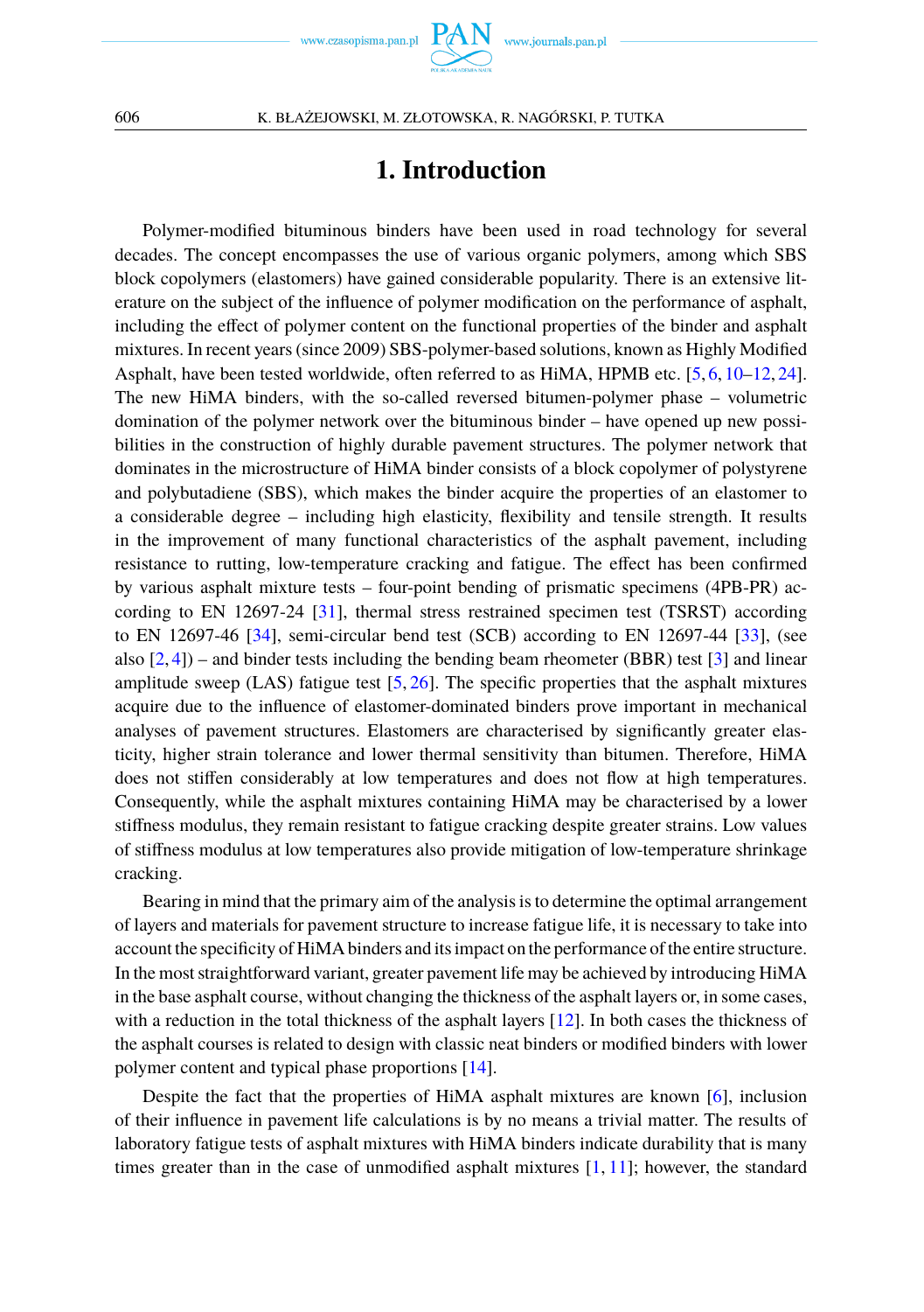# 1. Introduction

Polymer-modified bituminous binders have been used in road technology for several decades. The concept encompasses the use of various organic polymers, among which SBS block copolymers (elastomers) have gained considerable popularity. There is an extensive literature on the subject of the influence of polymer modification on the performance of asphalt, including the effect of polymer content on the functional properties of the binder and asphalt mixtures. In recent years (since 2009) SBS-polymer-based solutions, known as Highly Modified Asphalt, have been tested worldwide, often referred to as HiMA, HPMB etc. [5, 6, 10–12, 24]. The new HiMA binders, with the so-called reversed bitumen-polymer phase – volumetric domination of the polymer network over the bituminous binder – have opened up new possibilities in the construction of highly durable pavement structures. The polymer network that dominates in the microstructure of HiMA binder consists of a block copolymer of polystyrene and polybutadiene (SBS), which makes the binder acquire the properties of an elastomer to a considerable degree – including high elasticity, flexibility and tensile strength. It results in the improvement of many functional characteristics of the asphalt pavement, including resistance to rutting, low-temperature cracking and fatigue. The effect has been confirmed by various asphalt mixture tests – four-point bending of prismatic specimens (4PB-PR) according to EN 12697-24 [31], thermal stress restrained specimen test (TSRST) according to EN 12697-46 [34], semi-circular bend test (SCB) according to EN 12697-44 [33], (see also [2, 4]) – and binder tests including the bending beam rheometer (BBR) test [3] and linear amplitude sweep (LAS) fatigue test [5, 26]. The specific properties that the asphalt mixtures acquire due to the influence of elastomer-dominated binders prove important in mechanical analyses of pavement structures. Elastomers are characterised by significantly greater elasticity, higher strain tolerance and lower thermal sensitivity than bitumen. Therefore, HiMA does not stiffen considerably at low temperatures and does not flow at high temperatures. Consequently, while the asphalt mixtures containing HiMA may be characterised by a lower stiffness modulus, they remain resistant to fatigue cracking despite greater strains. Low values of stiffness modulus at low temperatures also provide mitigation of low-temperature shrinkage cracking.

Bearing in mind that the primary aim of the analysis is to determine the optimal arrangement of layers and materials for pavement structure to increase fatigue life, it is necessary to take into account the specificity of HiMA binders and its impact on the performance of the entire structure. In the most straightforward variant, greater pavement life may be achieved by introducing HiMA in the base asphalt course, without changing the thickness of the asphalt layers or, in some cases, with a reduction in the total thickness of the asphalt layers [12]. In both cases the thickness of the asphalt courses is related to design with classic neat binders or modified binders with lower polymer content and typical phase proportions [14].

Despite the fact that the properties of HiMA asphalt mixtures are known [6], inclusion of their influence in pavement life calculations is by no means a trivial matter. The results of laboratory fatigue tests of asphalt mixtures with HiMA binders indicate durability that is many times greater than in the case of unmodified asphalt mixtures [1, 11]; however, the standard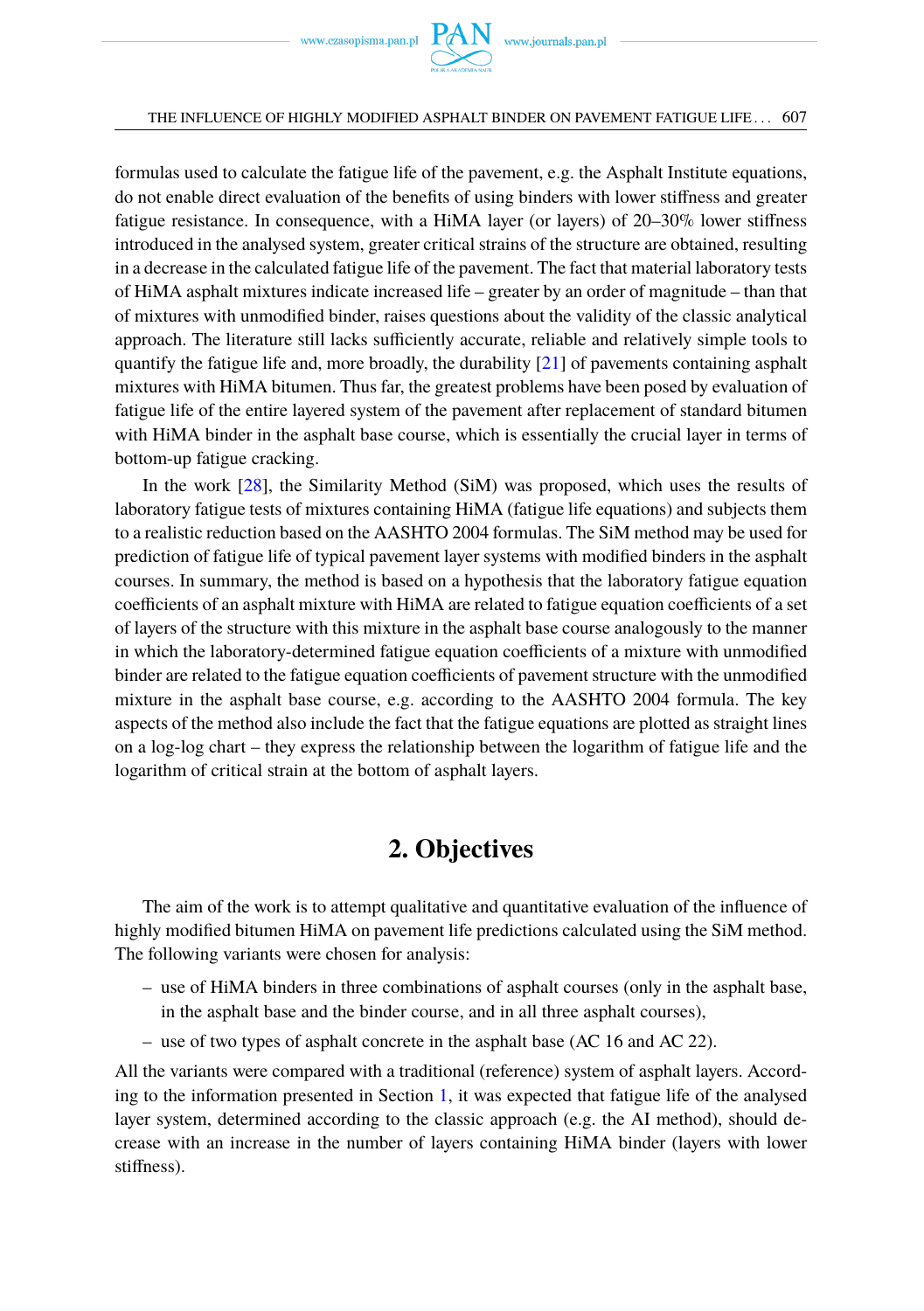formulas used to calculate the fatigue life of the pavement, e.g. the Asphalt Institute equations, do not enable direct evaluation of the benefits of using binders with lower stiffness and greater fatigue resistance. In consequence, with a HiMA layer (or layers) of 20–30% lower stiffness introduced in the analysed system, greater critical strains of the structure are obtained, resulting in a decrease in the calculated fatigue life of the pavement. The fact that material laboratory tests of HiMA asphalt mixtures indicate increased life – greater by an order of magnitude – than that of mixtures with unmodified binder, raises questions about the validity of the classic analytical approach. The literature still lacks sufficiently accurate, reliable and relatively simple tools to quantify the fatigue life and, more broadly, the durability [21] of pavements containing asphalt mixtures with HiMA bitumen. Thus far, the greatest problems have been posed by evaluation of fatigue life of the entire layered system of the pavement after replacement of standard bitumen with HiMA binder in the asphalt base course, which is essentially the crucial layer in terms of bottom-up fatigue cracking.

In the work [28], the Similarity Method (SiM) was proposed, which uses the results of laboratory fatigue tests of mixtures containing HiMA (fatigue life equations) and subjects them to a realistic reduction based on the AASHTO 2004 formulas. The SiM method may be used for prediction of fatigue life of typical pavement layer systems with modified binders in the asphalt courses. In summary, the method is based on a hypothesis that the laboratory fatigue equation coefficients of an asphalt mixture with HiMA are related to fatigue equation coefficients of a set of layers of the structure with this mixture in the asphalt base course analogously to the manner in which the laboratory-determined fatigue equation coefficients of a mixture with unmodified binder are related to the fatigue equation coefficients of pavement structure with the unmodified mixture in the asphalt base course, e.g. according to the AASHTO 2004 formula. The key aspects of the method also include the fact that the fatigue equations are plotted as straight lines on a log-log chart – they express the relationship between the logarithm of fatigue life and the logarithm of critical strain at the bottom of asphalt layers.

## 2. Objectives

The aim of the work is to attempt qualitative and quantitative evaluation of the influence of highly modified bitumen HiMA on pavement life predictions calculated using the SiM method. The following variants were chosen for analysis:

- use of HiMA binders in three combinations of asphalt courses (only in the asphalt base, in the asphalt base and the binder course, and in all three asphalt courses),
- use of two types of asphalt concrete in the asphalt base (AC 16 and AC 22).

All the variants were compared with a traditional (reference) system of asphalt layers. According to the information presented in Section 1, it was expected that fatigue life of the analysed layer system, determined according to the classic approach (e.g. the AI method), should decrease with an increase in the number of layers containing HiMA binder (layers with lower stiffness).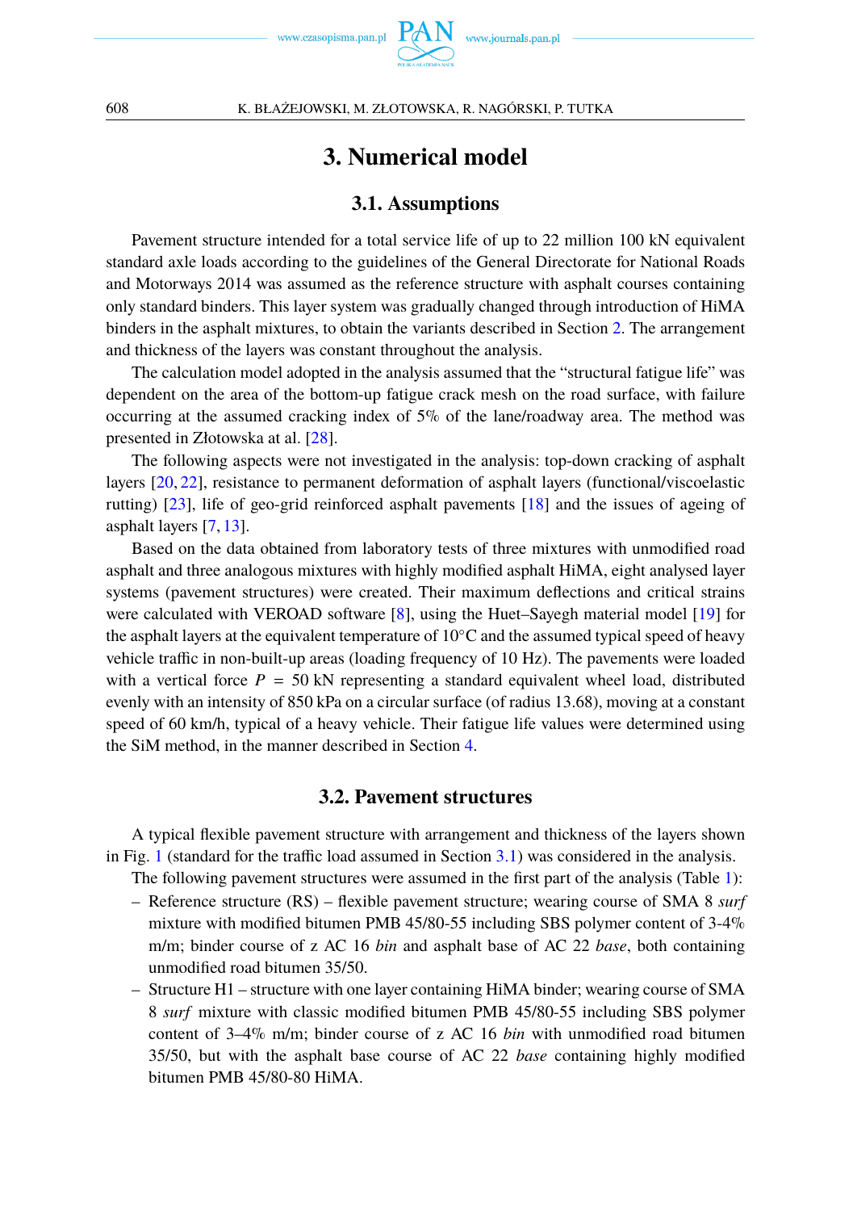# 3. Numerical model

## 3.1. Assumptions

Pavement structure intended for a total service life of up to 22 million 100 kN equivalent standard axle loads according to the guidelines of the General Directorate for National Roads and Motorways 2014 was assumed as the reference structure with asphalt courses containing only standard binders. This layer system was gradually changed through introduction of HiMA binders in the asphalt mixtures, to obtain the variants described in Section 2. The arrangement and thickness of the layers was constant throughout the analysis.

The calculation model adopted in the analysis assumed that the "structural fatigue life" was dependent on the area of the bottom-up fatigue crack mesh on the road surface, with failure occurring at the assumed cracking index of 5% of the lane/roadway area. The method was presented in Złotowska at al. [28].

The following aspects were not investigated in the analysis: top-down cracking of asphalt layers [20, 22], resistance to permanent deformation of asphalt layers (functional/viscoelastic rutting) [23], life of geo-grid reinforced asphalt pavements [18] and the issues of ageing of asphalt layers [7, 13].

Based on the data obtained from laboratory tests of three mixtures with unmodified road asphalt and three analogous mixtures with highly modified asphalt HiMA, eight analysed layer systems (pavement structures) were created. Their maximum deflections and critical strains were calculated with VEROAD software [8], using the Huet–Sayegh material model [19] for the asphalt layers at the equivalent temperature of 10°C and the assumed typical speed of heavy vehicle traffic in non-built-up areas (loading frequency of 10 Hz). The pavements were loaded with a vertical force $P = 50$ kN representing a standard equivalent wheel load, distributed evenly with an intensity of 850 kPa on a circular surface (of radius 13.68), moving at a constant speed of 60 km/h, typical of a heavy vehicle. Their fatigue life values were determined using the SiM method, in the manner described in Section 4.

## 3.2. Pavement structures

A typical flexible pavement structure with arrangement and thickness of the layers shown in Fig. 1 (standard for the traffic load assumed in Section 3.1) was considered in the analysis.

The following pavement structures were assumed in the first part of the analysis (Table 1):

- Reference structure (RS) – flexible pavement structure; wearing course of SMA 8 *surf* mixture with modified bitumen PMB 45/80-55 including SBS polymer content of 3-4% m/m; binder course of z AC 16 *bin* and asphalt base of AC 22 *base*, both containing unmodified road bitumen 35/50.
- Structure H1 – structure with one layer containing HiMA binder; wearing course of SMA 8 *surf* mixture with classic modified bitumen PMB 45/80-55 including SBS polymer content of 3–4% m/m; binder course of z AC 16 *bin* with unmodified road bitumen 35/50, but with the asphalt base course of AC 22 *base* containing highly modified bitumen PMB 45/80-80 HiMA.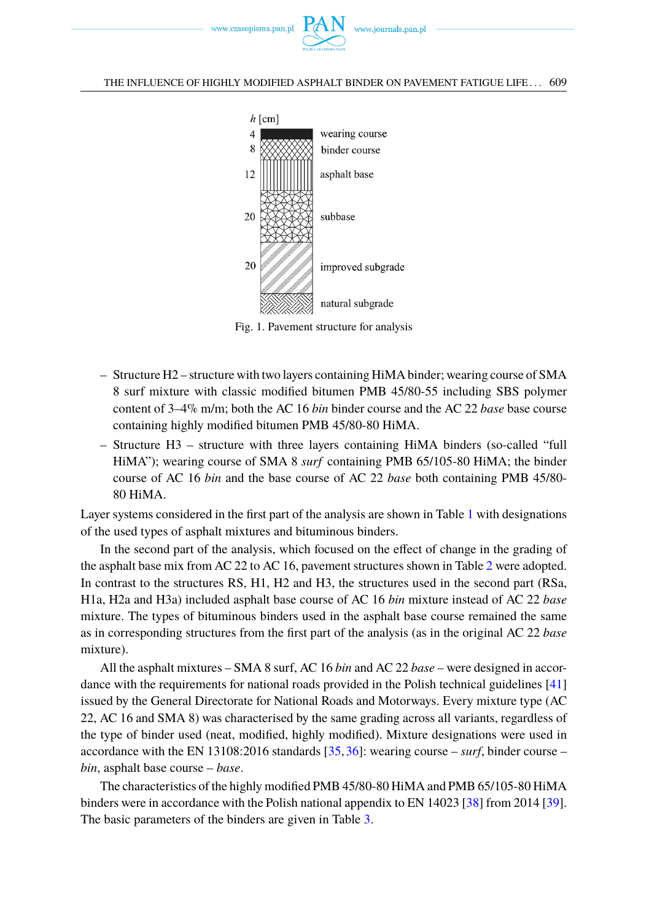| h [cm] | |
|---|---|
| 4 | wearing course |
| 8 | binder course |
| 12 | asphalt base |
| 20 | subbase |
| 20 | improved subgrade |
| | natural subgrade |

Fig. 1. Pavement structure for analysis

- Structure H2 – structure with two layers containing HiMA binder; wearing course of SMA 8 surf mixture with classic modified bitumen PMB 45/80-55 including SBS polymer content of 3–4% m/m; both the AC 16 *bin* binder course and the AC 22 *base* base course containing highly modified bitumen PMB 45/80-80 HiMA.
- Structure H3 – structure with three layers containing HiMA binders (so-called "full HiMA"); wearing course of SMA 8 *surf* containing PMB 65/105-80 HiMA; the binder course of AC 16 *bin* and the base course of AC 22 *base* both containing PMB 45/80-80 HiMA.

Layer systems considered in the first part of the analysis are shown in Table 1 with designations of the used types of asphalt mixtures and bituminous binders.

In the second part of the analysis, which focused on the effect of change in the grading of the asphalt base mix from AC 22 to AC 16, pavement structures shown in Table 2 were adopted. In contrast to the structures RS, H1, H2 and H3, the structures used in the second part (RSa, H1a, H2a and H3a) included asphalt base course of AC 16 *bin* mixture instead of AC 22 *base* mixture. The types of bituminous binders used in the asphalt base course remained the same as in corresponding structures from the first part of the analysis (as in the original AC 22 *base* mixture).

All the asphalt mixtures – SMA 8 surf, AC 16 *bin* and AC 22 *base* – were designed in accordance with the requirements for national roads provided in the Polish technical guidelines [41] issued by the General Directorate for National Roads and Motorways. Every mixture type (AC 22, AC 16 and SMA 8) was characterised by the same grading across all variants, regardless of the type of binder used (neat, modified, highly modified). Mixture designations were used in accordance with the EN 13108:2016 standards [35, 36]: wearing course – *surf*, binder course – *bin*, asphalt base course – *base*.

The characteristics of the highly modified PMB 45/80-80 HiMA and PMB 65/105-80 HiMA binders were in accordance with the Polish national appendix to EN 14023 [38] from 2014 [39]. The basic parameters of the binders are given in Table 3.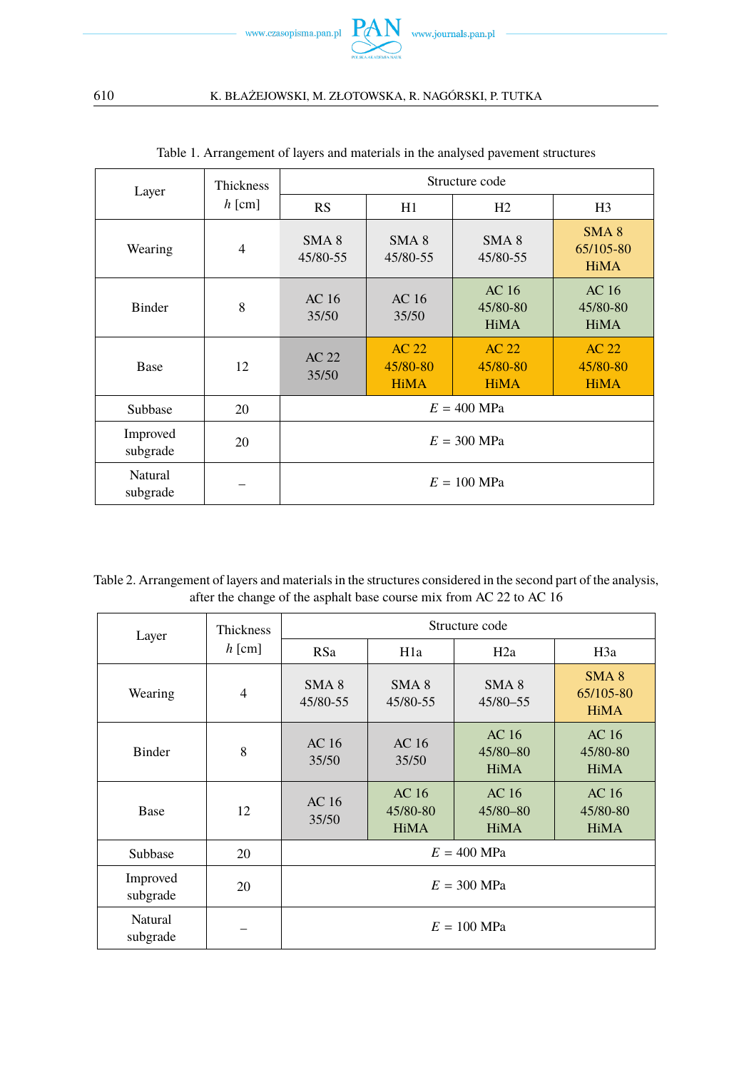Table 1. Arrangement of layers and materials in the analysed pavement structures

| Layer | Thickness $h$ [cm] | Structure code | | | |
|---|---|---|---|---|---|
| | | RS | H1 | H2 | H3 |
| Wearing | 4 | SMA 8 45/80-55 | SMA 8 45/80-55 | SMA 8 45/80-55 | SMA 8 65/105-80 HiMA |
| Binder | 8 | AC 16 35/50 | AC 16 35/50 | AC 16 45/80-80 HiMA | AC 16 45/80-80 HiMA |
| Base | 12 | AC 22 35/50 | AC 22 45/80-80 HiMA | AC 22 45/80-80 HiMA | AC 22 45/80-80 HiMA |
| Subbase | 20 | $E$ = 400 MPa | | | |
| Improved subgrade | 20 | $E$ = 300 MPa | | | |
| Natural subgrade | – | $E$ = 100 MPa | | | |

Table 2. Arrangement of layers and materials in the structures considered in the second part of the analysis, after the change of the asphalt base course mix from AC 22 to AC 16

| Layer | Thickness $h$ [cm] | Structure code | | | |
|---|---|---|---|---|---|
| | | RSa | H1a | H2a | H3a |
| Wearing | 4 | SMA 8 45/80-55 | SMA 8 45/80-55 | SMA 8 45/80–55 | SMA 8 65/105-80 HiMA |
| Binder | 8 | AC 16 35/50 | AC 16 35/50 | AC 16 45/80–80 HiMA | AC 16 45/80-80 HiMA |
| Base | 12 | AC 16 35/50 | AC 16 45/80-80 HiMA | AC 16 45/80–80 HiMA | AC 16 45/80-80 HiMA |
| Subbase | 20 | $E$ = 400 MPa | | | |
| Improved subgrade | 20 | $E$ = 300 MPa | | | |
| Natural subgrade | – | $E$ = 100 MPa | | | |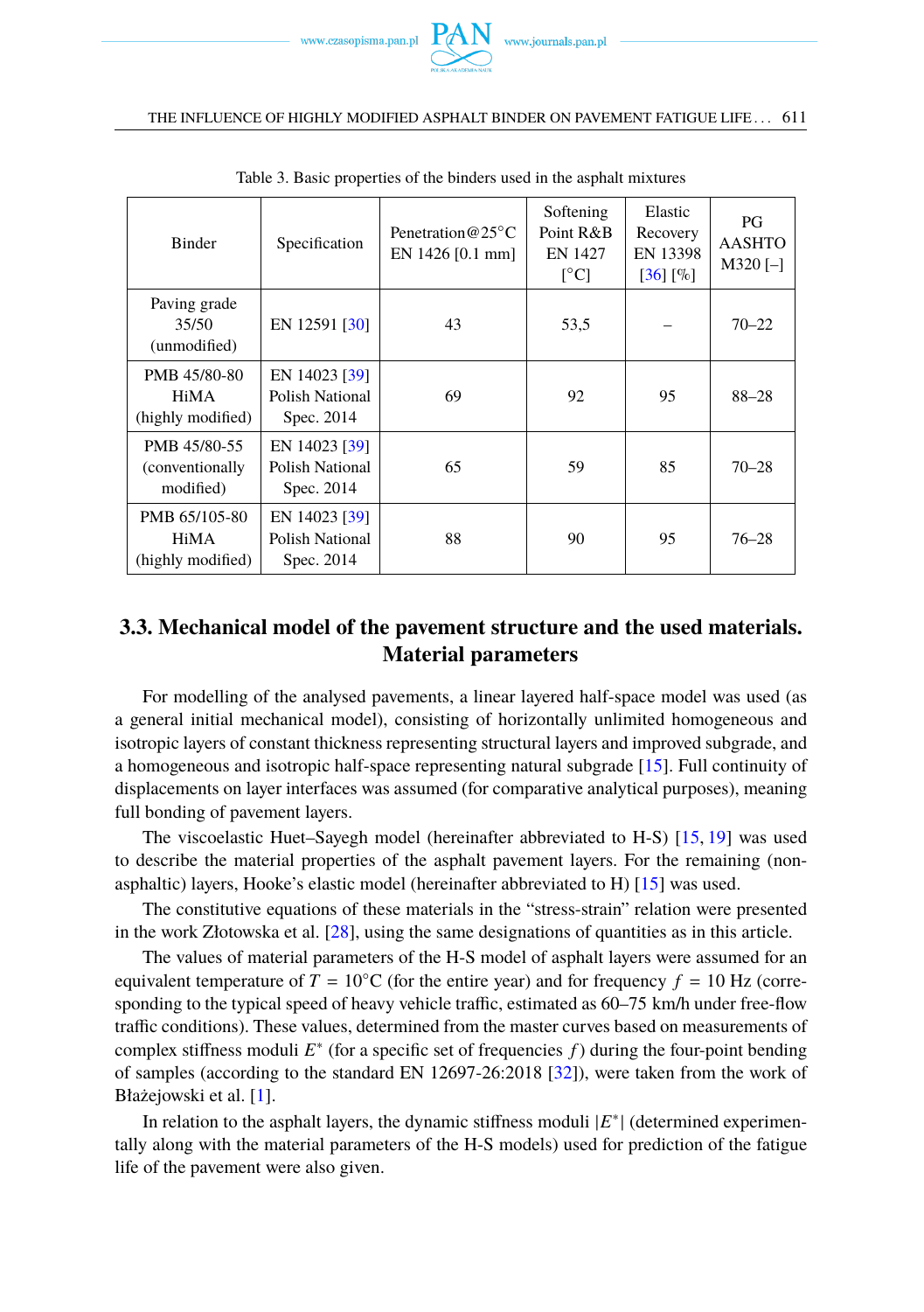Table 3. Basic properties of the binders used in the asphalt mixtures

| Binder | Specification | Penetration@25°C EN 1426 [0.1 mm] | Softening Point R&B EN 1427 [°C] | Elastic Recovery EN 13398 [36] [%] | PG AASHTO M320 [–] |
|---|---|---|---|---|---|
| Paving grade 35/50 (unmodified) | EN 12591 [30] | 43 | 53,5 | – | 70–22 |
| PMB 45/80-80 HiMA (highly modified) | EN 14023 [39] Polish National Spec. 2014 | 69 | 92 | 95 | 88–28 |
| PMB 45/80-55 (conventionally modified) | EN 14023 [39] Polish National Spec. 2014 | 65 | 59 | 85 | 70–28 |
| PMB 65/105-80 HiMA (highly modified) | EN 14023 [39] Polish National Spec. 2014 | 88 | 90 | 95 | 76–28 |

### 3.3. Mechanical model of the pavement structure and the used materials. Material parameters

For modelling of the analysed pavements, a linear layered half-space model was used (as a general initial mechanical model), consisting of horizontally unlimited homogeneous and isotropic layers of constant thickness representing structural layers and improved subgrade, and a homogeneous and isotropic half-space representing natural subgrade [15]. Full continuity of displacements on layer interfaces was assumed (for comparative analytical purposes), meaning full bonding of pavement layers.

The viscoelastic Huet–Sayegh model (hereinafter abbreviated to H-S) [15, 19] was used to describe the material properties of the asphalt pavement layers. For the remaining (non-asphaltic) layers, Hooke's elastic model (hereinafter abbreviated to H) [15] was used.

The constitutive equations of these materials in the "stress-strain" relation were presented in the work Złotowska et al. [28], using the same designations of quantities as in this article.

The values of material parameters of the H-S model of asphalt layers were assumed for an equivalent temperature of $T = 10°\text{C}$ (for the entire year) and for frequency $f = 10$ Hz (corresponding to the typical speed of heavy vehicle traffic, estimated as 60–75 km/h under free-flow traffic conditions). These values, determined from the master curves based on measurements of complex stiffness moduli $E^*$ (for a specific set of frequencies $f$) during the four-point bending of samples (according to the standard EN 12697-26:2018 [32]), were taken from the work of Błażejowski et al. [1].

In relation to the asphalt layers, the dynamic stiffness moduli $|E^*|$ (determined experimentally along with the material parameters of the H-S models) used for prediction of the fatigue life of the pavement were also given.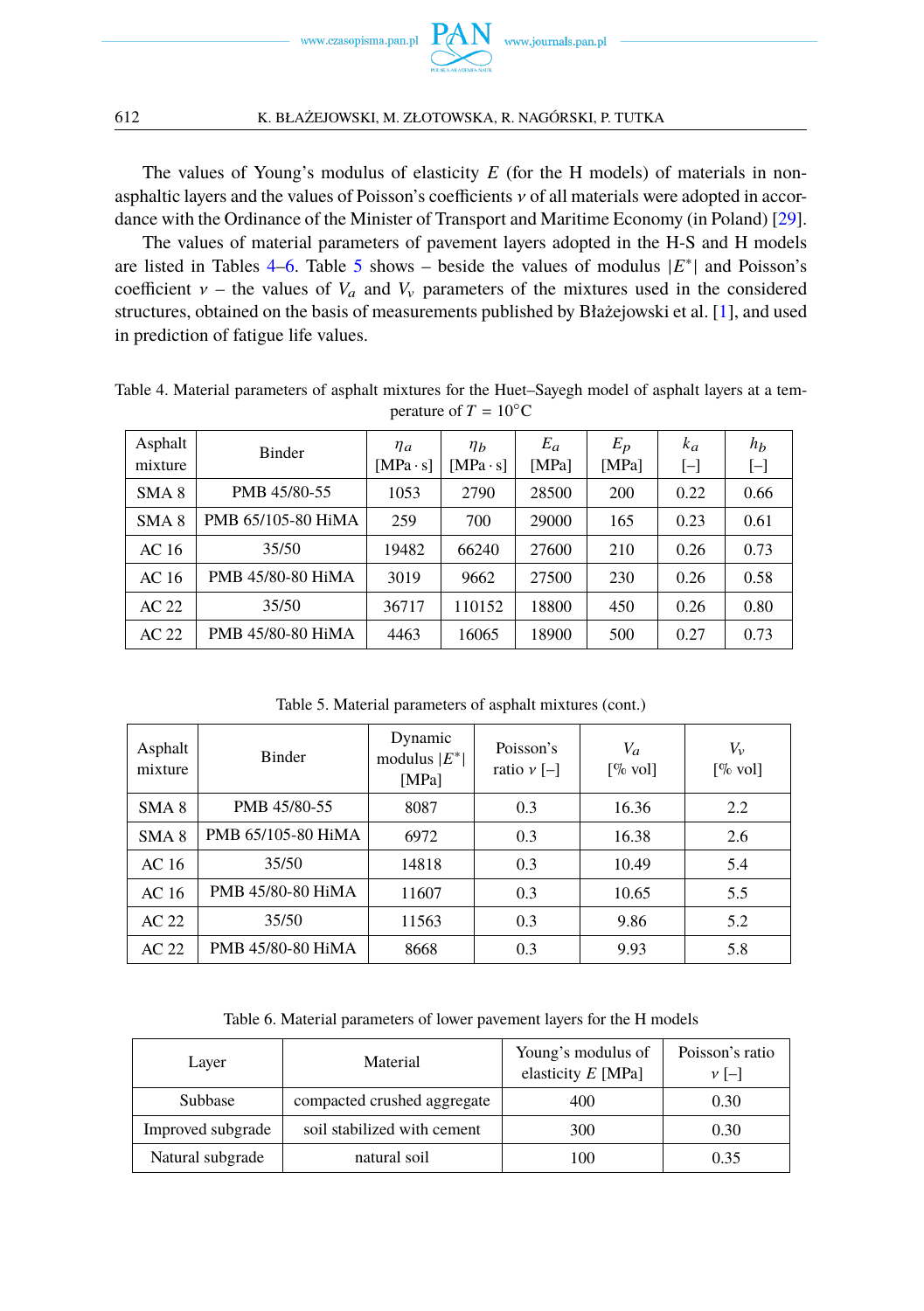The values of Young's modulus of elasticity $E$ (for the H models) of materials in non-asphaltic layers and the values of Poisson's coefficients $\nu$ of all materials were adopted in accordance with the Ordinance of the Minister of Transport and Maritime Economy (in Poland) [29].

The values of material parameters of pavement layers adopted in the H-S and H models are listed in Tables 4–6. Table 5 shows – beside the values of modulus $|E^*|$ and Poisson's coefficient $\nu$ – the values of $V_a$ and $V_v$ parameters of the mixtures used in the considered structures, obtained on the basis of measurements published by Błażejowski et al. [1], and used in prediction of fatigue life values.

Table 4. Material parameters of asphalt mixtures for the Huet–Sayegh model of asphalt layers at a temperature of $T = 10°C$

| Asphalt mixture | Binder | $\eta_a$ [MPa · s] | $\eta_b$ [MPa · s] | $E_a$ [MPa] | $E_p$ [MPa] | $k_a$ [–] | $h_b$ [–] |
|---|---|---|---|---|---|---|---|
| SMA 8 | PMB 45/80-55 | 1053 | 2790 | 28500 | 200 | 0.22 | 0.66 |
| SMA 8 | PMB 65/105-80 HiMA | 259 | 700 | 29000 | 165 | 0.23 | 0.61 |
| AC 16 | 35/50 | 19482 | 66240 | 27600 | 210 | 0.26 | 0.73 |
| AC 16 | PMB 45/80-80 HiMA | 3019 | 9662 | 27500 | 230 | 0.26 | 0.58 |
| AC 22 | 35/50 | 36717 | 110152 | 18800 | 450 | 0.26 | 0.80 |
| AC 22 | PMB 45/80-80 HiMA | 4463 | 16065 | 18900 | 500 | 0.27 | 0.73 |

Table 5. Material parameters of asphalt mixtures (cont.)

| Asphalt mixture | Binder | Dynamic modulus $\|E^*\|$ [MPa] | Poisson's ratio $\nu$ [–] | $V_a$ [% vol] | $V_v$ [% vol] |
|---|---|---|---|---|---|
| SMA 8 | PMB 45/80-55 | 8087 | 0.3 | 16.36 | 2.2 |
| SMA 8 | PMB 65/105-80 HiMA | 6972 | 0.3 | 16.38 | 2.6 |
| AC 16 | 35/50 | 14818 | 0.3 | 10.49 | 5.4 |
| AC 16 | PMB 45/80-80 HiMA | 11607 | 0.3 | 10.65 | 5.5 |
| AC 22 | 35/50 | 11563 | 0.3 | 9.86 | 5.2 |
| AC 22 | PMB 45/80-80 HiMA | 8668 | 0.3 | 9.93 | 5.8 |

Table 6. Material parameters of lower pavement layers for the H models

| Layer | Material | Young's modulus of elasticity $E$ [MPa] | Poisson's ratio $\nu$ [–] |
|---|---|---|---|
| Subbase | compacted crushed aggregate | 400 | 0.30 |
| Improved subgrade | soil stabilized with cement | 300 | 0.30 |
| Natural subgrade | natural soil | 100 | 0.35 |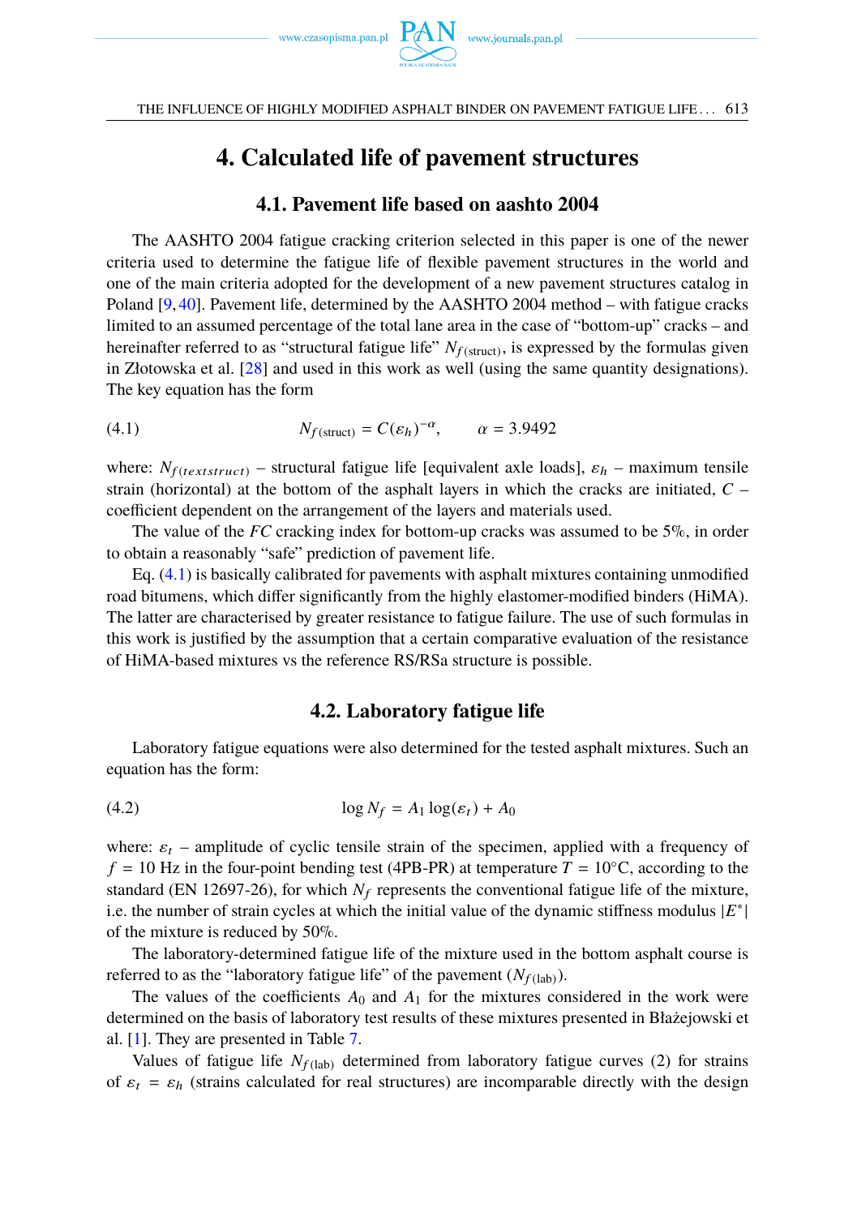# 4. Calculated life of pavement structures

## 4.1. Pavement life based on aashto 2004

The AASHTO 2004 fatigue cracking criterion selected in this paper is one of the newer criteria used to determine the fatigue life of flexible pavement structures in the world and one of the main criteria adopted for the development of a new pavement structures catalog in Poland [9, 40]. Pavement life, determined by the AASHTO 2004 method – with fatigue cracks limited to an assumed percentage of the total lane area in the case of "bottom-up" cracks – and hereinafter referred to as "structural fatigue life" $N_{f(\text{struct})}$, is expressed by the formulas given in Złotowska et al. [28] and used in this work as well (using the same quantity designations). The key equation has the form

$$N_{f(\text{struct})} = C(\varepsilon_h)^{-\alpha}, \qquad \alpha = 3.9492 \tag{4.1}$$

where: $N_{f(textstruct)}$ – structural fatigue life [equivalent axle loads], $\varepsilon_h$ – maximum tensile strain (horizontal) at the bottom of the asphalt layers in which the cracks are initiated, $C$ – coefficient dependent on the arrangement of the layers and materials used.

The value of the $FC$ cracking index for bottom-up cracks was assumed to be 5%, in order to obtain a reasonably "safe" prediction of pavement life.

Eq. (4.1) is basically calibrated for pavements with asphalt mixtures containing unmodified road bitumens, which differ significantly from the highly elastomer-modified binders (HiMA). The latter are characterised by greater resistance to fatigue failure. The use of such formulas in this work is justified by the assumption that a certain comparative evaluation of the resistance of HiMA-based mixtures vs the reference RS/RSa structure is possible.

## 4.2. Laboratory fatigue life

Laboratory fatigue equations were also determined for the tested asphalt mixtures. Such an equation has the form:

$$\log N_f = A_1 \log(\varepsilon_t) + A_0 \tag{4.2}$$

where: $\varepsilon_t$ – amplitude of cyclic tensile strain of the specimen, applied with a frequency of $f = 10$ Hz in the four-point bending test (4PB-PR) at temperature $T = 10°\text{C}$, according to the standard (EN 12697-26), for which $N_f$ represents the conventional fatigue life of the mixture, i.e. the number of strain cycles at which the initial value of the dynamic stiffness modulus $|E^*|$ of the mixture is reduced by 50%.

The laboratory-determined fatigue life of the mixture used in the bottom asphalt course is referred to as the "laboratory fatigue life" of the pavement ($N_{f(\text{lab})}$).

The values of the coefficients $A_0$ and $A_1$ for the mixtures considered in the work were determined on the basis of laboratory test results of these mixtures presented in Błażejowski et al. [1]. They are presented in Table 7.

Values of fatigue life $N_{f(\text{lab})}$ determined from laboratory fatigue curves (2) for strains of $\varepsilon_t = \varepsilon_h$ (strains calculated for real structures) are incomparable directly with the design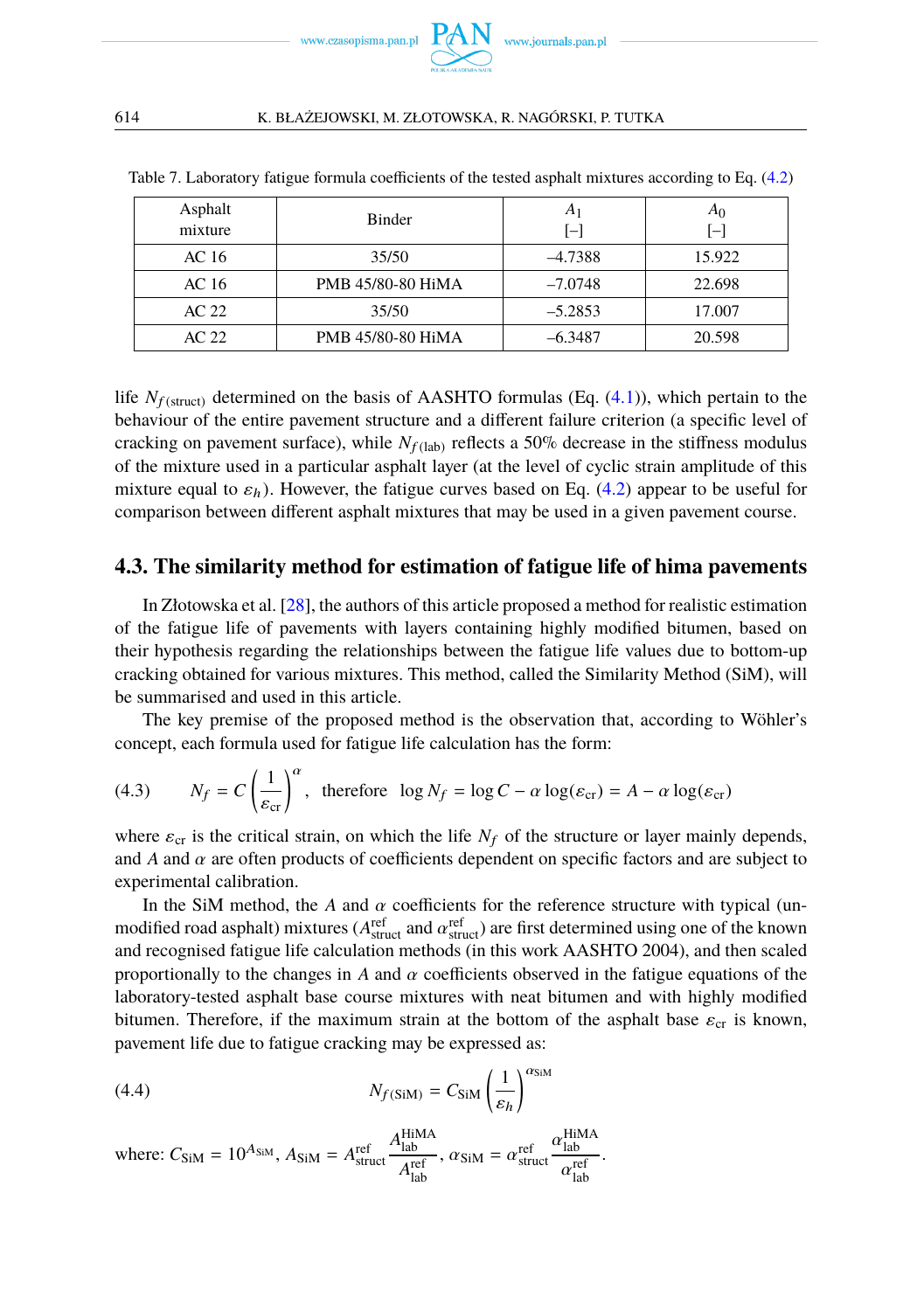Table 7. Laboratory fatigue formula coefficients of the tested asphalt mixtures according to Eq. (4.2)

| Asphalt mixture | Binder | $A_1$ [–] | $A_0$ [–] |
|---|---|---|---|
| AC 16 | 35/50 | –4.7388 | 15.922 |
| AC 16 | PMB 45/80-80 HiMA | –7.0748 | 22.698 |
| AC 22 | 35/50 | –5.2853 | 17.007 |
| AC 22 | PMB 45/80-80 HiMA | –6.3487 | 20.598 |

life $N_{f\,(\text{struct})}$ determined on the basis of AASHTO formulas (Eq. (4.1)), which pertain to the behaviour of the entire pavement structure and a different failure criterion (a specific level of cracking on pavement surface), while $N_{f\,(\text{lab})}$ reflects a 50% decrease in the stiffness modulus of the mixture used in a particular asphalt layer (at the level of cyclic strain amplitude of this mixture equal to $\varepsilon_h$). However, the fatigue curves based on Eq. (4.2) appear to be useful for comparison between different asphalt mixtures that may be used in a given pavement course.

## 4.3. The similarity method for estimation of fatigue life of hima pavements

In Złotowska et al. [28], the authors of this article proposed a method for realistic estimation of the fatigue life of pavements with layers containing highly modified bitumen, based on their hypothesis regarding the relationships between the fatigue life values due to bottom-up cracking obtained for various mixtures. This method, called the Similarity Method (SiM), will be summarised and used in this article.

The key premise of the proposed method is the observation that, according to Wöhler's concept, each formula used for fatigue life calculation has the form:

$$N_f = C\left(\frac{1}{\varepsilon_{\text{cr}}}\right)^{\alpha}, \quad \text{therefore} \quad \log N_f = \log C - \alpha \log(\varepsilon_{\text{cr}}) = A - \alpha \log(\varepsilon_{\text{cr}}) \tag{4.3}$$

where $\varepsilon_{\text{cr}}$ is the critical strain, on which the life $N_f$ of the structure or layer mainly depends, and $A$ and $\alpha$ are often products of coefficients dependent on specific factors and are subject to experimental calibration.

In the SiM method, the $A$ and $\alpha$ coefficients for the reference structure with typical (unmodified road asphalt) mixtures ($A^{\text{ref}}_{\text{struct}}$ and $\alpha^{\text{ref}}_{\text{struct}}$) are first determined using one of the known and recognised fatigue life calculation methods (in this work AASHTO 2004), and then scaled proportionally to the changes in $A$ and $\alpha$ coefficients observed in the fatigue equations of the laboratory-tested asphalt base course mixtures with neat bitumen and with highly modified bitumen. Therefore, if the maximum strain at the bottom of the asphalt base $\varepsilon_{\text{cr}}$ is known, pavement life due to fatigue cracking may be expressed as:

$$N_{f\,(\text{SiM})} = C_{\text{SiM}}\left(\frac{1}{\varepsilon_h}\right)^{\alpha_{\text{SiM}}} \tag{4.4}$$

where: $C_{\text{SiM}} = 10^{A_{\text{SiM}}}$, $A_{\text{SiM}} = A^{\text{ref}}_{\text{struct}}\dfrac{A^{\text{HiMA}}_{\text{lab}}}{A^{\text{ref}}_{\text{lab}}}$, $\alpha_{\text{SiM}} = \alpha^{\text{ref}}_{\text{struct}}\dfrac{\alpha^{\text{HiMA}}_{\text{lab}}}{\alpha^{\text{ref}}_{\text{lab}}}$.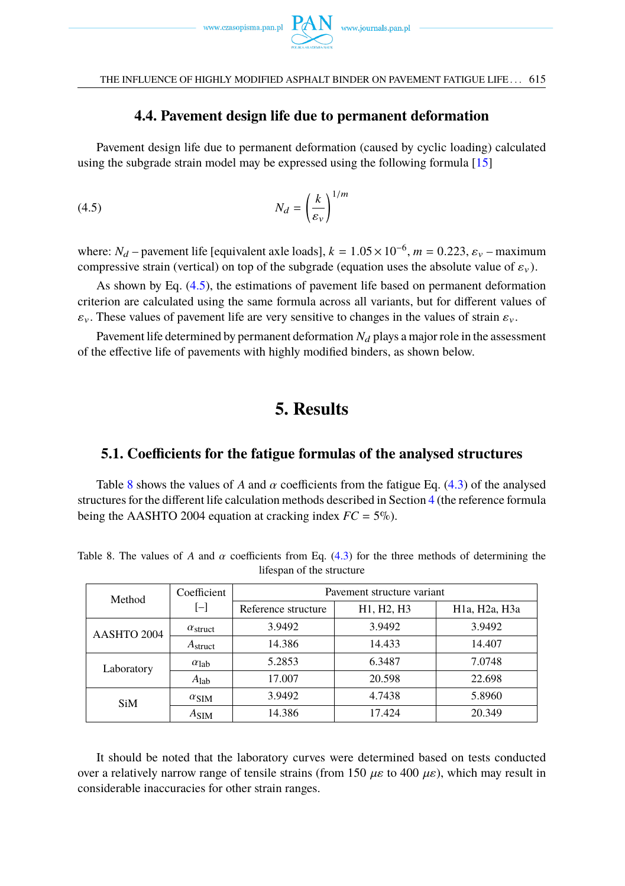### 4.4. Pavement design life due to permanent deformation

Pavement design life due to permanent deformation (caused by cyclic loading) calculated using the subgrade strain model may be expressed using the following formula [15]

$$N_d = \left(\frac{k}{\varepsilon_v}\right)^{1/m} \tag{4.5}$$

where: $N_d$ – pavement life [equivalent axle loads], $k = 1.05 \times 10^{-6}$, $m = 0.223$, $\varepsilon_v$ – maximum compressive strain (vertical) on top of the subgrade (equation uses the absolute value of $\varepsilon_v$).

As shown by Eq. (4.5), the estimations of pavement life based on permanent deformation criterion are calculated using the same formula across all variants, but for different values of $\varepsilon_v$. These values of pavement life are very sensitive to changes in the values of strain $\varepsilon_v$.

Pavement life determined by permanent deformation $N_d$ plays a major role in the assessment of the effective life of pavements with highly modified binders, as shown below.

## 5. Results

### 5.1. Coefficients for the fatigue formulas of the analysed structures

Table 8 shows the values of $A$ and $\alpha$ coefficients from the fatigue Eq. (4.3) of the analysed structures for the different life calculation methods described in Section 4 (the reference formula being the AASHTO 2004 equation at cracking index $FC = 5\%$).

Table 8. The values of $A$ and $\alpha$ coefficients from Eq. (4.3) for the three methods of determining the lifespan of the structure

| Method | Coefficient [–] | Pavement structure variant | | |
|---|---|---|---|---|
| | | Reference structure | H1, H2, H3 | H1a, H2a, H3a |
| AASHTO 2004 | $\alpha_{\text{struct}}$ | 3.9492 | 3.9492 | 3.9492 |
| | $A_{\text{struct}}$ | 14.386 | 14.433 | 14.407 |
| Laboratory | $\alpha_{\text{lab}}$ | 5.2853 | 6.3487 | 7.0748 |
| | $A_{\text{lab}}$ | 17.007 | 20.598 | 22.698 |
| SiM | $\alpha_{\text{SIM}}$ | 3.9492 | 4.7438 | 5.8960 |
| | $A_{\text{SIM}}$ | 14.386 | 17.424 | 20.349 |

It should be noted that the laboratory curves were determined based on tests conducted over a relatively narrow range of tensile strains (from 150 $\mu\varepsilon$ to 400 $\mu\varepsilon$), which may result in considerable inaccuracies for other strain ranges.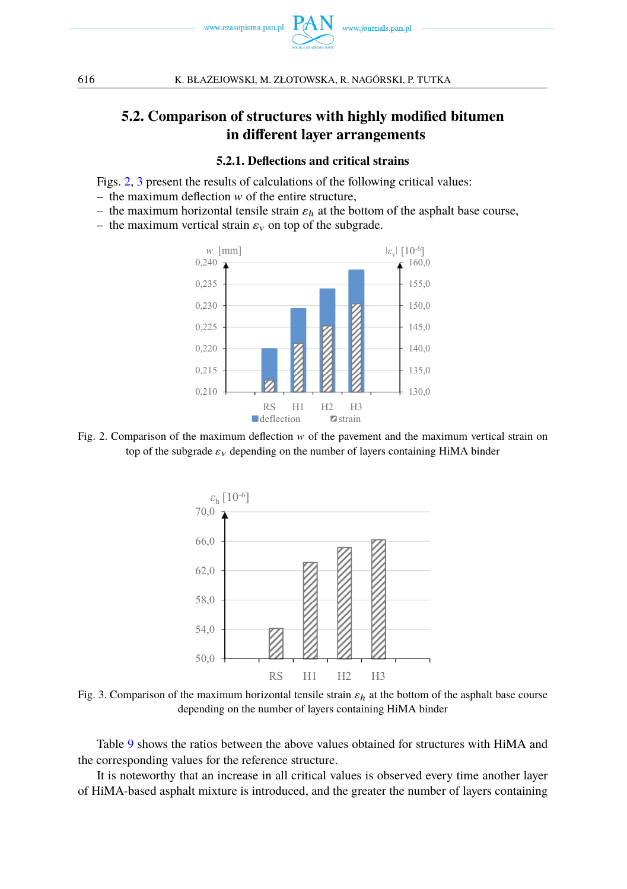## 5.2. Comparison of structures with highly modified bitumen in different layer arrangements

### 5.2.1. Deflections and critical strains

Figs. 2, 3 present the results of calculations of the following critical values:

– the maximum deflection $w$ of the entire structure,
– the maximum horizontal tensile strain $\varepsilon_h$ at the bottom of the asphalt base course,
– the maximum vertical strain $\varepsilon_v$ on top of the subgrade.

Fig. 2. Comparison of the maximum deflection $w$ of the pavement and the maximum vertical strain on top of the subgrade $\varepsilon_v$ depending on the number of layers containing HiMA binder

Fig. 3. Comparison of the maximum horizontal tensile strain $\varepsilon_h$ at the bottom of the asphalt base course depending on the number of layers containing HiMA binder

Table 9 shows the ratios between the above values obtained for structures with HiMA and the corresponding values for the reference structure.

It is noteworthy that an increase in all critical values is observed every time another layer of HiMA-based asphalt mixture is introduced, and the greater the number of layers containing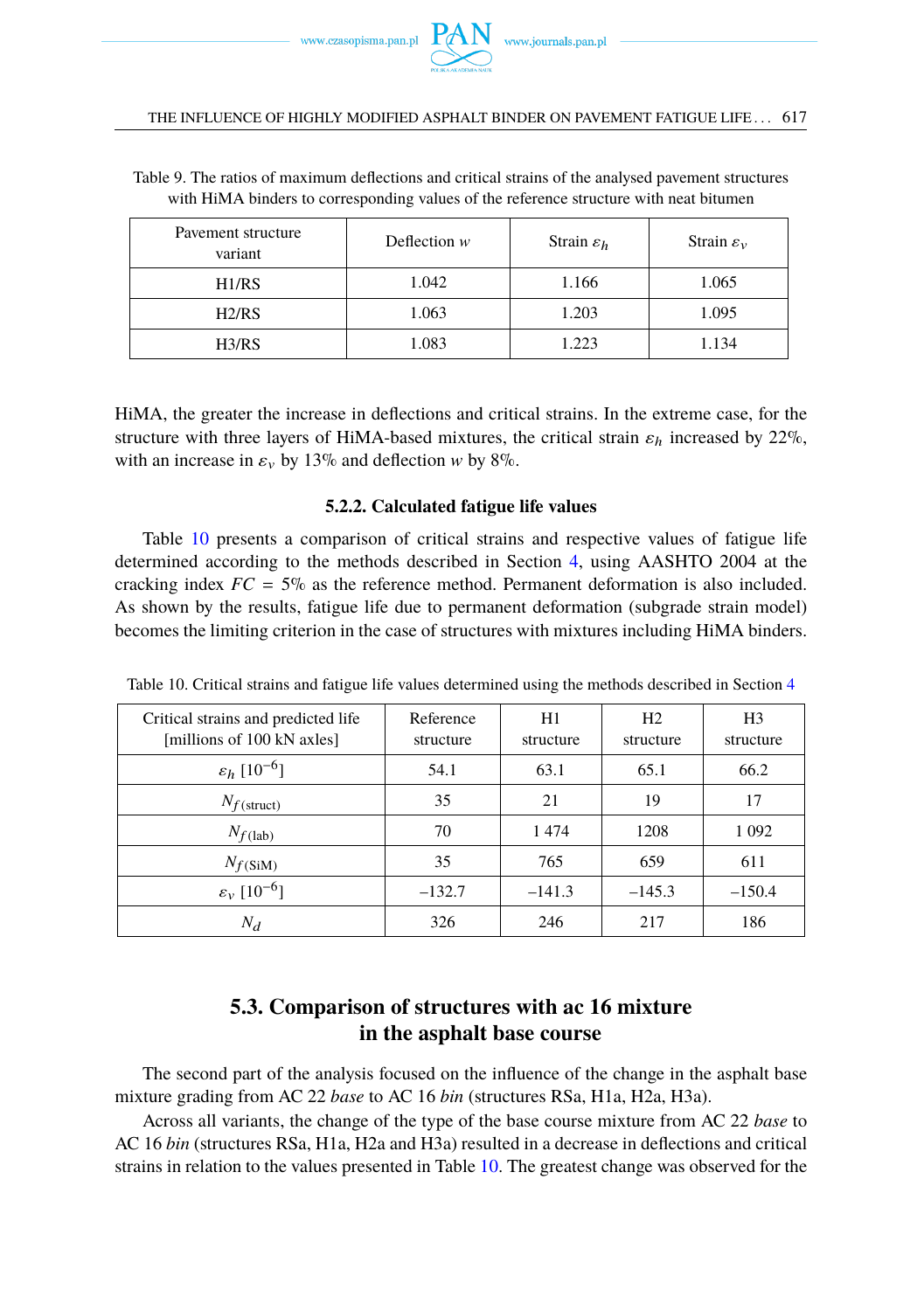Table 9. The ratios of maximum deflections and critical strains of the analysed pavement structures with HiMA binders to corresponding values of the reference structure with neat bitumen

| Pavement structure variant | Deflection $w$ | Strain $\varepsilon_h$ | Strain $\varepsilon_v$ |
|---|---|---|---|
| H1/RS | 1.042 | 1.166 | 1.065 |
| H2/RS | 1.063 | 1.203 | 1.095 |
| H3/RS | 1.083 | 1.223 | 1.134 |

HiMA, the greater the increase in deflections and critical strains. In the extreme case, for the structure with three layers of HiMA-based mixtures, the critical strain $\varepsilon_h$ increased by 22%, with an increase in $\varepsilon_v$ by 13% and deflection $w$ by 8%.

#### 5.2.2. Calculated fatigue life values

Table 10 presents a comparison of critical strains and respective values of fatigue life determined according to the methods described in Section 4, using AASHTO 2004 at the cracking index $FC = 5\%$ as the reference method. Permanent deformation is also included. As shown by the results, fatigue life due to permanent deformation (subgrade strain model) becomes the limiting criterion in the case of structures with mixtures including HiMA binders.

Table 10. Critical strains and fatigue life values determined using the methods described in Section 4

| Critical strains and predicted life [millions of 100 kN axles] | Reference structure | H1 structure | H2 structure | H3 structure |
|---|---|---|---|---|
| $\varepsilon_h$ $[10^{-6}]$ | 54.1 | 63.1 | 65.1 | 66.2 |
| $N_{f\,(\text{struct})}$ | 35 | 21 | 19 | 17 |
| $N_{f\,(\text{lab})}$ | 70 | 1 474 | 1208 | 1 092 |
| $N_{f\,(\text{SiM})}$ | 35 | 765 | 659 | 611 |
| $\varepsilon_v$ $[10^{-6}]$ | –132.7 | –141.3 | –145.3 | –150.4 |
| $N_d$ | 326 | 246 | 217 | 186 |

### 5.3. Comparison of structures with ac 16 mixture in the asphalt base course

The second part of the analysis focused on the influence of the change in the asphalt base mixture grading from AC 22 *base* to AC 16 *bin* (structures RSa, H1a, H2a, H3a).

Across all variants, the change of the type of the base course mixture from AC 22 *base* to AC 16 *bin* (structures RSa, H1a, H2a and H3a) resulted in a decrease in deflections and critical strains in relation to the values presented in Table 10. The greatest change was observed for the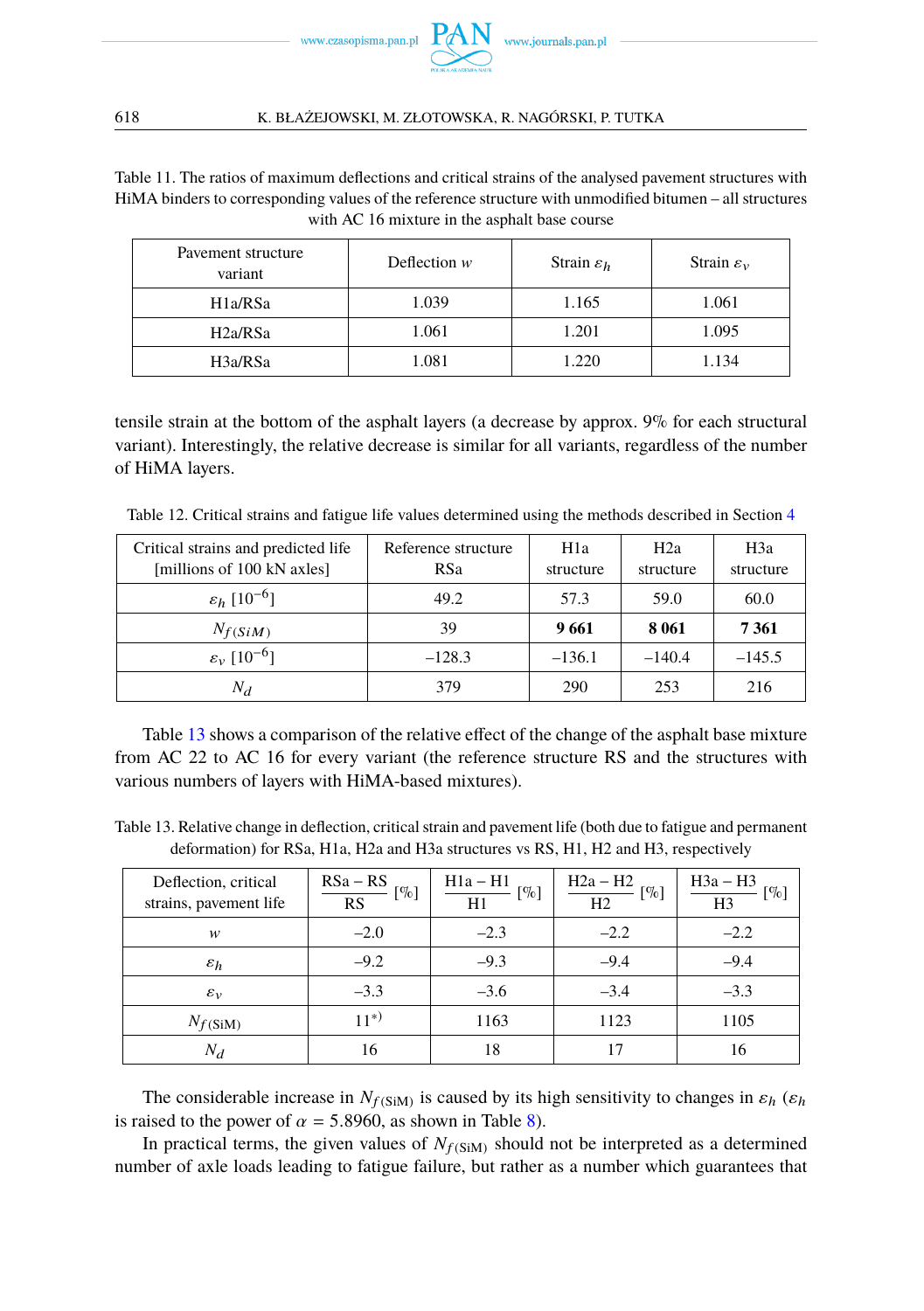Table 11. The ratios of maximum deflections and critical strains of the analysed pavement structures with HiMA binders to corresponding values of the reference structure with unmodified bitumen – all structures with AC 16 mixture in the asphalt base course

| Pavement structure variant | Deflection $w$ | Strain $\varepsilon_h$ | Strain $\varepsilon_v$ |
|---|---|---|---|
| H1a/RSa | 1.039 | 1.165 | 1.061 |
| H2a/RSa | 1.061 | 1.201 | 1.095 |
| H3a/RSa | 1.081 | 1.220 | 1.134 |

tensile strain at the bottom of the asphalt layers (a decrease by approx. 9% for each structural variant). Interestingly, the relative decrease is similar for all variants, regardless of the number of HiMA layers.

Table 12. Critical strains and fatigue life values determined using the methods described in Section 4

| Critical strains and predicted life [millions of 100 kN axles] | Reference structure RSa | H1a structure | H2a structure | H3a structure |
|---|---|---|---|---|
| $\varepsilon_h$ $[10^{-6}]$ | 49.2 | 57.3 | 59.0 | 60.0 |
| $N_{f(SiM)}$ | 39 | **9 661** | **8 061** | **7 361** |
| $\varepsilon_v$ $[10^{-6}]$ | –128.3 | –136.1 | –140.4 | –145.5 |
| $N_d$ | 379 | 290 | 253 | 216 |

Table 13 shows a comparison of the relative effect of the change of the asphalt base mixture from AC 22 to AC 16 for every variant (the reference structure RS and the structures with various numbers of layers with HiMA-based mixtures).

Table 13. Relative change in deflection, critical strain and pavement life (both due to fatigue and permanent deformation) for RSa, H1a, H2a and H3a structures vs RS, H1, H2 and H3, respectively

| Deflection, critical strains, pavement life | $\frac{\text{RSa} - \text{RS}}{\text{RS}}$ [%] | $\frac{\text{H1a} - \text{H1}}{\text{H1}}$ [%] | $\frac{\text{H2a} - \text{H2}}{\text{H2}}$ [%] | $\frac{\text{H3a} - \text{H3}}{\text{H3}}$ [%] |
|---|---|---|---|---|
| $w$ | –2.0 | –2.3 | –2.2 | –2.2 |
| $\varepsilon_h$ | –9.2 | –9.3 | –9.4 | –9.4 |
| $\varepsilon_v$ | –3.3 | –3.6 | –3.4 | –3.3 |
| $N_{f(\text{SiM})}$ | 11*) | 1163 | 1123 | 1105 |
| $N_d$ | 16 | 18 | 17 | 16 |

The considerable increase in $N_{f(\text{SiM})}$ is caused by its high sensitivity to changes in $\varepsilon_h$ ($\varepsilon_h$ is raised to the power of $\alpha = 5.8960$, as shown in Table 8).

In practical terms, the given values of $N_{f(\text{SiM})}$ should not be interpreted as a determined number of axle loads leading to fatigue failure, but rather as a number which guarantees that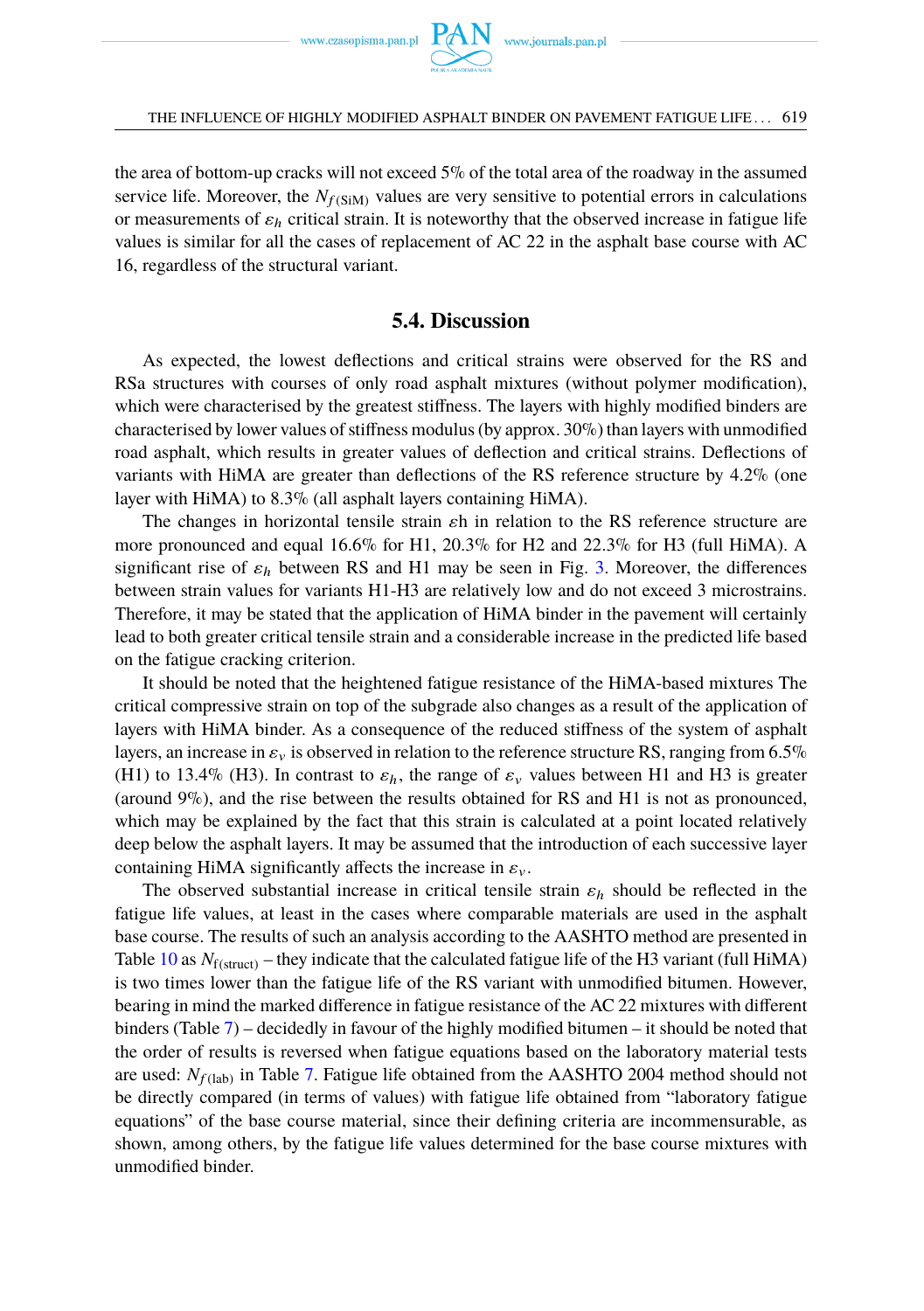the area of bottom-up cracks will not exceed 5% of the total area of the roadway in the assumed service life. Moreover, the $N_{f(\text{SiM})}$ values are very sensitive to potential errors in calculations or measurements of $\varepsilon_h$ critical strain. It is noteworthy that the observed increase in fatigue life values is similar for all the cases of replacement of AC 22 in the asphalt base course with AC 16, regardless of the structural variant.

## 5.4. Discussion

As expected, the lowest deflections and critical strains were observed for the RS and RSa structures with courses of only road asphalt mixtures (without polymer modification), which were characterised by the greatest stiffness. The layers with highly modified binders are characterised by lower values of stiffness modulus (by approx. 30%) than layers with unmodified road asphalt, which results in greater values of deflection and critical strains. Deflections of variants with HiMA are greater than deflections of the RS reference structure by 4.2% (one layer with HiMA) to 8.3% (all asphalt layers containing HiMA).

The changes in horizontal tensile strain $\varepsilon$h in relation to the RS reference structure are more pronounced and equal 16.6% for H1, 20.3% for H2 and 22.3% for H3 (full HiMA). A significant rise of $\varepsilon_h$ between RS and H1 may be seen in Fig. 3. Moreover, the differences between strain values for variants H1-H3 are relatively low and do not exceed 3 microstrains. Therefore, it may be stated that the application of HiMA binder in the pavement will certainly lead to both greater critical tensile strain and a considerable increase in the predicted life based on the fatigue cracking criterion.

It should be noted that the heightened fatigue resistance of the HiMA-based mixtures The critical compressive strain on top of the subgrade also changes as a result of the application of layers with HiMA binder. As a consequence of the reduced stiffness of the system of asphalt layers, an increase in $\varepsilon_v$ is observed in relation to the reference structure RS, ranging from 6.5% (H1) to 13.4% (H3). In contrast to $\varepsilon_h$, the range of $\varepsilon_v$ values between H1 and H3 is greater (around 9%), and the rise between the results obtained for RS and H1 is not as pronounced, which may be explained by the fact that this strain is calculated at a point located relatively deep below the asphalt layers. It may be assumed that the introduction of each successive layer containing HiMA significantly affects the increase in $\varepsilon_v$.

The observed substantial increase in critical tensile strain $\varepsilon_h$ should be reflected in the fatigue life values, at least in the cases where comparable materials are used in the asphalt base course. The results of such an analysis according to the AASHTO method are presented in Table 10 as $N_{\text{f(struct)}}$ – they indicate that the calculated fatigue life of the H3 variant (full HiMA) is two times lower than the fatigue life of the RS variant with unmodified bitumen. However, bearing in mind the marked difference in fatigue resistance of the AC 22 mixtures with different binders (Table 7) – decidedly in favour of the highly modified bitumen – it should be noted that the order of results is reversed when fatigue equations based on the laboratory material tests are used: $N_{f(\text{lab})}$ in Table 7. Fatigue life obtained from the AASHTO 2004 method should not be directly compared (in terms of values) with fatigue life obtained from "laboratory fatigue equations" of the base course material, since their defining criteria are incommensurable, as shown, among others, by the fatigue life values determined for the base course mixtures with unmodified binder.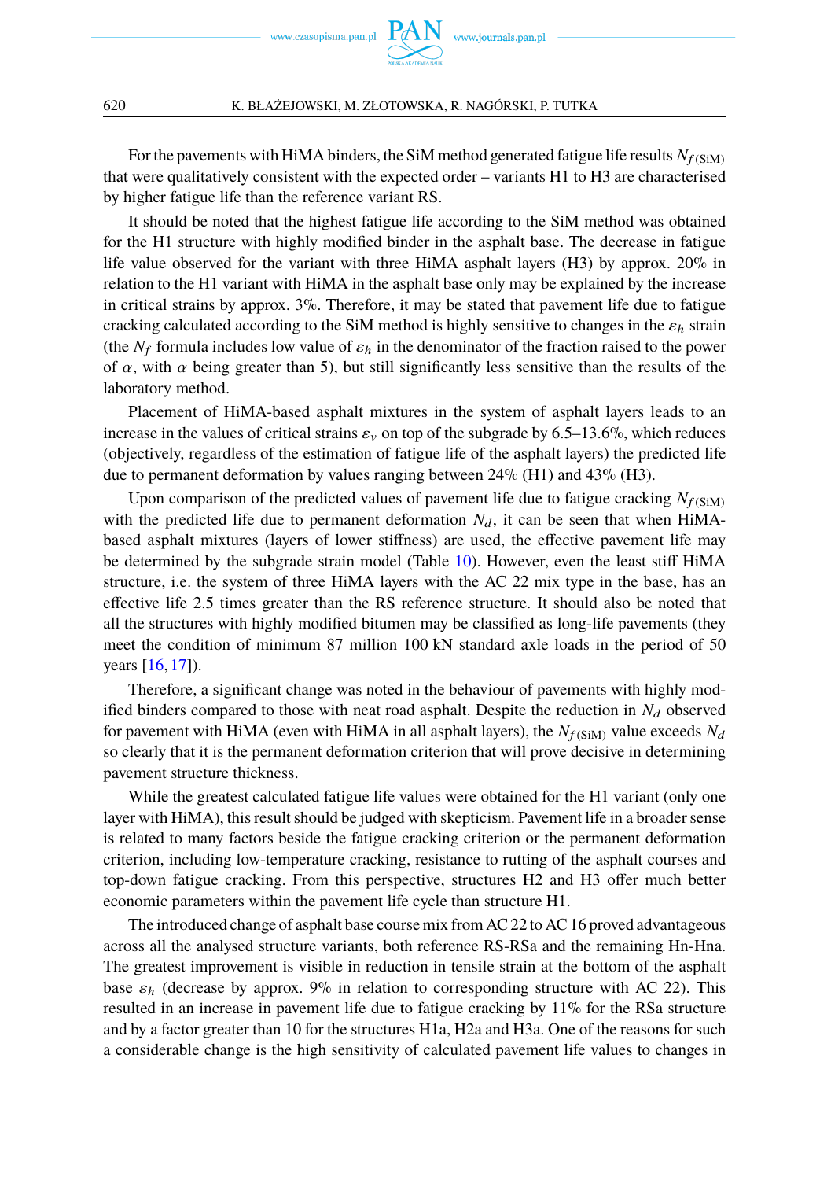For the pavements with HiMA binders, the SiM method generated fatigue life results $N_{f(\text{SiM})}$ that were qualitatively consistent with the expected order – variants H1 to H3 are characterised by higher fatigue life than the reference variant RS.

It should be noted that the highest fatigue life according to the SiM method was obtained for the H1 structure with highly modified binder in the asphalt base. The decrease in fatigue life value observed for the variant with three HiMA asphalt layers (H3) by approx. 20% in relation to the H1 variant with HiMA in the asphalt base only may be explained by the increase in critical strains by approx. 3%. Therefore, it may be stated that pavement life due to fatigue cracking calculated according to the SiM method is highly sensitive to changes in the $\varepsilon_h$ strain (the $N_f$ formula includes low value of $\varepsilon_h$ in the denominator of the fraction raised to the power of $\alpha$, with $\alpha$ being greater than 5), but still significantly less sensitive than the results of the laboratory method.

Placement of HiMA-based asphalt mixtures in the system of asphalt layers leads to an increase in the values of critical strains $\varepsilon_v$ on top of the subgrade by 6.5–13.6%, which reduces (objectively, regardless of the estimation of fatigue life of the asphalt layers) the predicted life due to permanent deformation by values ranging between 24% (H1) and 43% (H3).

Upon comparison of the predicted values of pavement life due to fatigue cracking $N_{f(\text{SiM})}$ with the predicted life due to permanent deformation $N_d$, it can be seen that when HiMA-based asphalt mixtures (layers of lower stiffness) are used, the effective pavement life may be determined by the subgrade strain model (Table 10). However, even the least stiff HiMA structure, i.e. the system of three HiMA layers with the AC 22 mix type in the base, has an effective life 2.5 times greater than the RS reference structure. It should also be noted that all the structures with highly modified bitumen may be classified as long-life pavements (they meet the condition of minimum 87 million 100 kN standard axle loads in the period of 50 years [16, 17]).

Therefore, a significant change was noted in the behaviour of pavements with highly modified binders compared to those with neat road asphalt. Despite the reduction in $N_d$ observed for pavement with HiMA (even with HiMA in all asphalt layers), the $N_{f(\text{SiM})}$ value exceeds $N_d$ so clearly that it is the permanent deformation criterion that will prove decisive in determining pavement structure thickness.

While the greatest calculated fatigue life values were obtained for the H1 variant (only one layer with HiMA), this result should be judged with skepticism. Pavement life in a broader sense is related to many factors beside the fatigue cracking criterion or the permanent deformation criterion, including low-temperature cracking, resistance to rutting of the asphalt courses and top-down fatigue cracking. From this perspective, structures H2 and H3 offer much better economic parameters within the pavement life cycle than structure H1.

The introduced change of asphalt base course mix from AC 22 to AC 16 proved advantageous across all the analysed structure variants, both reference RS-RSa and the remaining Hn-Hna. The greatest improvement is visible in reduction in tensile strain at the bottom of the asphalt base $\varepsilon_h$ (decrease by approx. 9% in relation to corresponding structure with AC 22). This resulted in an increase in pavement life due to fatigue cracking by 11% for the RSa structure and by a factor greater than 10 for the structures H1a, H2a and H3a. One of the reasons for such a considerable change is the high sensitivity of calculated pavement life values to changes in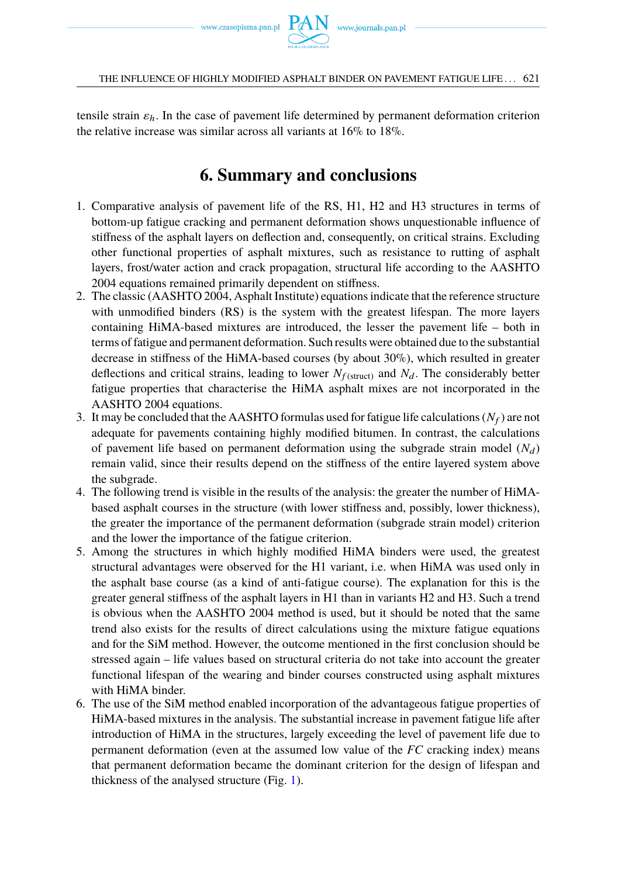tensile strain $\varepsilon_h$. In the case of pavement life determined by permanent deformation criterion the relative increase was similar across all variants at 16% to 18%.

## 6. Summary and conclusions

1. Comparative analysis of pavement life of the RS, H1, H2 and H3 structures in terms of bottom-up fatigue cracking and permanent deformation shows unquestionable influence of stiffness of the asphalt layers on deflection and, consequently, on critical strains. Excluding other functional properties of asphalt mixtures, such as resistance to rutting of asphalt layers, frost/water action and crack propagation, structural life according to the AASHTO 2004 equations remained primarily dependent on stiffness.
2. The classic (AASHTO 2004, Asphalt Institute) equations indicate that the reference structure with unmodified binders (RS) is the system with the greatest lifespan. The more layers containing HiMA-based mixtures are introduced, the lesser the pavement life – both in terms of fatigue and permanent deformation. Such results were obtained due to the substantial decrease in stiffness of the HiMA-based courses (by about 30%), which resulted in greater deflections and critical strains, leading to lower $N_{f\,(\mathrm{struct})}$ and $N_d$. The considerably better fatigue properties that characterise the HiMA asphalt mixes are not incorporated in the AASHTO 2004 equations.
3. It may be concluded that the AASHTO formulas used for fatigue life calculations ($N_f$) are not adequate for pavements containing highly modified bitumen. In contrast, the calculations of pavement life based on permanent deformation using the subgrade strain model ($N_d$) remain valid, since their results depend on the stiffness of the entire layered system above the subgrade.
4. The following trend is visible in the results of the analysis: the greater the number of HiMA-based asphalt courses in the structure (with lower stiffness and, possibly, lower thickness), the greater the importance of the permanent deformation (subgrade strain model) criterion and the lower the importance of the fatigue criterion.
5. Among the structures in which highly modified HiMA binders were used, the greatest structural advantages were observed for the H1 variant, i.e. when HiMA was used only in the asphalt base course (as a kind of anti-fatigue course). The explanation for this is the greater general stiffness of the asphalt layers in H1 than in variants H2 and H3. Such a trend is obvious when the AASHTO 2004 method is used, but it should be noted that the same trend also exists for the results of direct calculations using the mixture fatigue equations and for the SiM method. However, the outcome mentioned in the first conclusion should be stressed again – life values based on structural criteria do not take into account the greater functional lifespan of the wearing and binder courses constructed using asphalt mixtures with HiMA binder.
6. The use of the SiM method enabled incorporation of the advantageous fatigue properties of HiMA-based mixtures in the analysis. The substantial increase in pavement fatigue life after introduction of HiMA in the structures, largely exceeding the level of pavement life due to permanent deformation (even at the assumed low value of the *FC* cracking index) means that permanent deformation became the dominant criterion for the design of lifespan and thickness of the analysed structure (Fig. 1).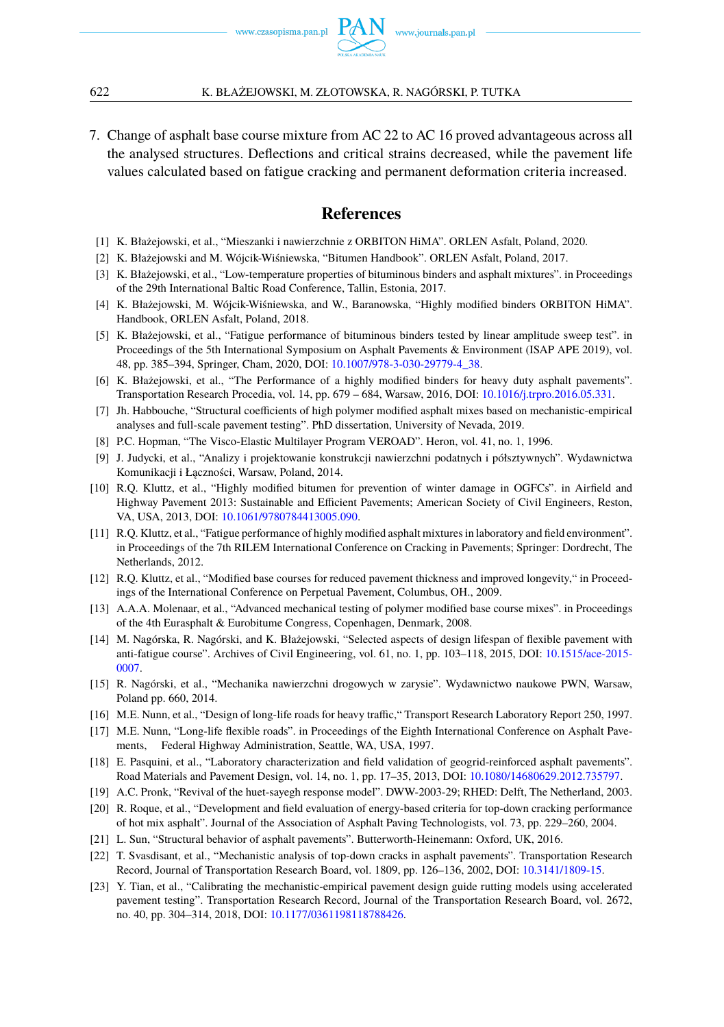7. Change of asphalt base course mixture from AC 22 to AC 16 proved advantageous across all the analysed structures. Deflections and critical strains decreased, while the pavement life values calculated based on fatigue cracking and permanent deformation criteria increased.

## References

[1] K. Błażejowski, et al., "Mieszanki i nawierzchnie z ORBITON HiMA". ORLEN Asfalt, Poland, 2020.

[2] K. Błażejowski and M. Wójcik-Wiśniewska, "Bitumen Handbook". ORLEN Asfalt, Poland, 2017.

[3] K. Błażejowski, et al., "Low-temperature properties of bituminous binders and asphalt mixtures". in Proceedings of the 29th International Baltic Road Conference, Tallin, Estonia, 2017.

[4] K. Błażejowski, M. Wójcik-Wiśniewska, and W., Baranowska, "Highly modified binders ORBITON HiMA". Handbook, ORLEN Asfalt, Poland, 2018.

[5] K. Błażejowski, et al., "Fatigue performance of bituminous binders tested by linear amplitude sweep test". in Proceedings of the 5th International Symposium on Asphalt Pavements & Environment (ISAP APE 2019), vol. 48, pp. 385–394, Springer, Cham, 2020, DOI: 10.1007/978-3-030-29779-4_38.

[6] K. Błażejowski, et al., "The Performance of a highly modified binders for heavy duty asphalt pavements". Transportation Research Procedia, vol. 14, pp. 679 – 684, Warsaw, 2016, DOI: 10.1016/j.trpro.2016.05.331.

[7] Jh. Habbouche, "Structural coefficients of high polymer modified asphalt mixes based on mechanistic-empirical analyses and full-scale pavement testing". PhD dissertation, University of Nevada, 2019.

[8] P.C. Hopman, "The Visco-Elastic Multilayer Program VEROAD". Heron, vol. 41, no. 1, 1996.

[9] J. Judycki, et al., "Analizy i projektowanie konstrukcji nawierzchni podatnych i półsztywnych". Wydawnictwa Komunikacji i Łączności, Warsaw, Poland, 2014.

[10] R.Q. Kluttz, et al., "Highly modified bitumen for prevention of winter damage in OGFCs". in Airfield and Highway Pavement 2013: Sustainable and Efficient Pavements; American Society of Civil Engineers, Reston, VA, USA, 2013, DOI: 10.1061/9780784413005.090.

[11] R.Q. Kluttz, et al., "Fatigue performance of highly modified asphalt mixtures in laboratory and field environment". in Proceedings of the 7th RILEM International Conference on Cracking in Pavements; Springer: Dordrecht, The Netherlands, 2012.

[12] R.Q. Kluttz, et al., "Modified base courses for reduced pavement thickness and improved longevity," in Proceedings of the International Conference on Perpetual Pavement, Columbus, OH., 2009.

[13] A.A.A. Molenaar, et al., "Advanced mechanical testing of polymer modified base course mixes". in Proceedings of the 4th Eurasphalt & Eurobitume Congress, Copenhagen, Denmark, 2008.

[14] M. Nagórska, R. Nagórski, and K. Błażejowski, "Selected aspects of design lifespan of flexible pavement with anti-fatigue course". Archives of Civil Engineering, vol. 61, no. 1, pp. 103–118, 2015, DOI: 10.1515/ace-2015-0007.

[15] R. Nagórski, et al., "Mechanika nawierzchni drogowych w zarysie". Wydawnictwo naukowe PWN, Warsaw, Poland pp. 660, 2014.

[16] M.E. Nunn, et al., "Design of long-life roads for heavy traffic," Transport Research Laboratory Report 250, 1997.

[17] M.E. Nunn, "Long-life flexible roads". in Proceedings of the Eighth International Conference on Asphalt Pavements, Federal Highway Administration, Seattle, WA, USA, 1997.

[18] E. Pasquini, et al., "Laboratory characterization and field validation of geogrid-reinforced asphalt pavements". Road Materials and Pavement Design, vol. 14, no. 1, pp. 17–35, 2013, DOI: 10.1080/14680629.2012.735797.

[19] A.C. Pronk, "Revival of the huet-sayegh response model". DWW-2003-29; RHED: Delft, The Netherland, 2003.

[20] R. Roque, et al., "Development and field evaluation of energy-based criteria for top-down cracking performance of hot mix asphalt". Journal of the Association of Asphalt Paving Technologists, vol. 73, pp. 229–260, 2004.

[21] L. Sun, "Structural behavior of asphalt pavements". Butterworth-Heinemann: Oxford, UK, 2016.

[22] T. Svasdisant, et al., "Mechanistic analysis of top-down cracks in asphalt pavements". Transportation Research Record, Journal of Transportation Research Board, vol. 1809, pp. 126–136, 2002, DOI: 10.3141/1809-15.

[23] Y. Tian, et al., "Calibrating the mechanistic-empirical pavement design guide rutting models using accelerated pavement testing". Transportation Research Record, Journal of Transportation Research Board, vol. 2672, no. 40, pp. 304–314, 2018, DOI: 10.1177/0361198118788426.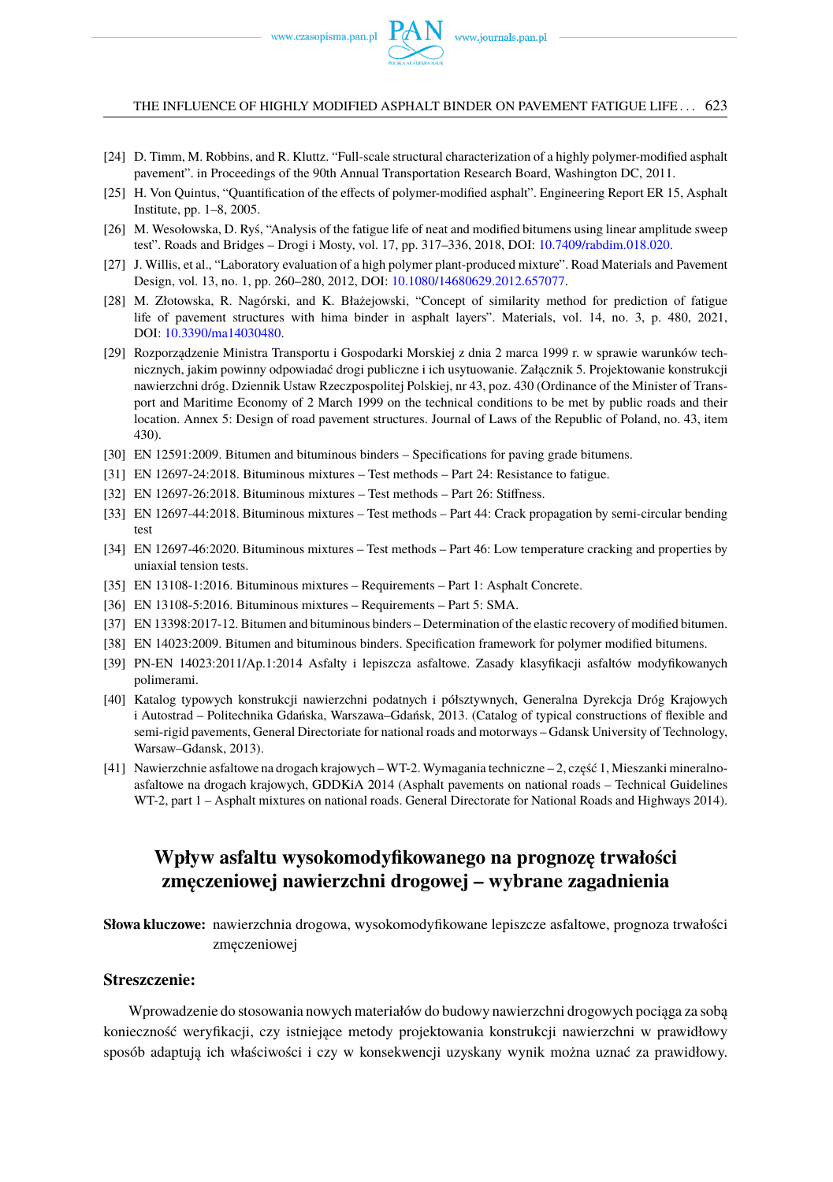[24] D. Timm, M. Robbins, and R. Kluttz. "Full-scale structural characterization of a highly polymer-modified asphalt pavement". in Proceedings of the 90th Annual Transportation Research Board, Washington DC, 2011.

[25] H. Von Quintus, "Quantification of the effects of polymer-modified asphalt". Engineering Report ER 15, Asphalt Institute, pp. 1–8, 2005.

[26] M. Wesołowska, D. Ryś, "Analysis of the fatigue life of neat and modified bitumens using linear amplitude sweep test". Roads and Bridges – Drogi i Mosty, vol. 17, pp. 317–336, 2018, DOI: 10.7409/rabdim.018.020.

[27] J. Willis, et al., "Laboratory evaluation of a high polymer plant-produced mixture". Road Materials and Pavement Design, vol. 13, no. 1, pp. 260–280, 2012, DOI: 10.1080/14680629.2012.657077.

[28] M. Złotowska, R. Nagórski, and K. Błażejowski, "Concept of similarity method for prediction of fatigue life of pavement structures with hima binder in asphalt layers". Materials, vol. 14, no. 3, p. 480, 2021, DOI: 10.3390/ma14030480.

[29] Rozporządzenie Ministra Transportu i Gospodarki Morskiej z dnia 2 marca 1999 r. w sprawie warunków technicznych, jakim powinny odpowiadać drogi publiczne i ich usytuowanie. Załącznik 5. Projektowanie konstrukcji nawierzchni dróg. Dziennik Ustaw Rzeczpospolitej Polskiej, nr 43, poz. 430 (Ordinance of the Minister of Transport and Maritime Economy of 2 March 1999 on the technical conditions to be met by public roads and their location. Annex 5: Design of road pavement structures. Journal of Laws of the Republic of Poland, no. 43, item 430).

[30] EN 12591:2009. Bitumen and bituminous binders – Specifications for paving grade bitumens.

[31] EN 12697-24:2018. Bituminous mixtures – Test methods – Part 24: Resistance to fatigue.

[32] EN 12697-26:2018. Bituminous mixtures – Test methods – Part 26: Stiffness.

[33] EN 12697-44:2018. Bituminous mixtures – Test methods – Part 44: Crack propagation by semi-circular bending test

[34] EN 12697-46:2020. Bituminous mixtures – Test methods – Part 46: Low temperature cracking and properties by uniaxial tension tests.

[35] EN 13108-1:2016. Bituminous mixtures – Requirements – Part 1: Asphalt Concrete.

[36] EN 13108-5:2016. Bituminous mixtures – Requirements – Part 5: SMA.

[37] EN 13398:2017-12. Bitumen and bituminous binders – Determination of the elastic recovery of modified bitumen.

[38] EN 14023:2009. Bitumen and bituminous binders. Specification framework for polymer modified bitumens.

[39] PN-EN 14023:2011/Ap.1:2014 Asfalty i lepiszcza asfaltowe. Zasady klasyfikacji asfaltów modyfikowanych polimerami.

[40] Katalog typowych konstrukcji nawierzchni podatnych i półsztywnych, Generalna Dyrekcja Dróg Krajowych i Autostrad – Politechnika Gdańska, Warszawa–Gdańsk, 2013. (Catalog of typical constructions of flexible and semi-rigid pavements, General Directoriate for national roads and motorways – Gdansk University of Technology, Warsaw–Gdansk, 2013).

[41] Nawierzchnie asfaltowe na drogach krajowych – WT-2. Wymagania techniczne – 2, część 1, Mieszanki mineralno-asfaltowe na drogach krajowych, GDDKiA 2014 (Asphalt pavements on national roads – Technical Guidelines WT-2, part 1 – Asphalt mixtures on national roads. General Directorate for National Roads and Highways 2014).

## Wpływ asfaltu wysokomodyfikowanego na prognozę trwałości zmęczeniowej nawierzchni drogowej – wybrane zagadnienia

**Słowa kluczowe:** nawierzchnia drogowa, wysokomodyfikowane lepiszcze asfaltowe, prognoza trwałości zmęczeniowej

### Streszczenie:

Wprowadzenie do stosowania nowych materiałów do budowy nawierzchni drogowych pociąga za sobą konieczność weryfikacji, czy istniejące metody projektowania konstrukcji nawierzchni w prawidłowy sposób adaptują ich właściwości i czy w konsekwencji uzyskany wynik można uznać za prawidłowy.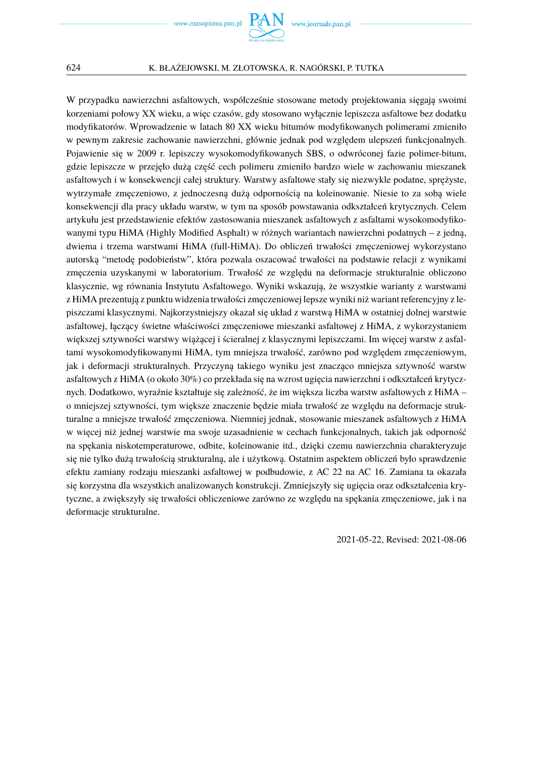W przypadku nawierzchni asfaltowych, współcześnie stosowane metody projektowania sięgają swoimi korzeniami połowy XX wieku, a więc czasów, gdy stosowano wyłącznie lepiszcza asfaltowe bez dodatku modyfikatorów. Wprowadzenie w latach 80 XX wieku bitumów modyfikowanych polimerami zmieniło w pewnym zakresie zachowanie nawierzchni, głównie jednak pod względem ulepszeń funkcjonalnych. Pojawienie się w 2009 r. lepiszczy wysokomodyfikowanych SBS, o odwróconej fazie polimer-bitum, gdzie lepiszcze w przejęło dużą część cech polimeru zmieniło bardzo wiele w zachowaniu mieszanek asfaltowych i w konsekwencji całej struktury. Warstwy asfaltowe stały się niezwykle podatne, sprężyste, wytrzymałe zmęczeniowo, z jednoczesną dużą odpornością na koleinowanie. Niesie to za sobą wiele konsekwencji dla pracy układu warstw, w tym na sposób powstawania odkształceń krytycznych. Celem artykułu jest przedstawienie efektów zastosowania mieszanek asfaltowych z asfaltami wysokomodyfikowanymi typu HiMA (Highly Modified Asphalt) w różnych wariantach nawierzchni podatnych – z jedną, dwiema i trzema warstwami HiMA (full-HiMA). Do obliczeń trwałości zmęczeniowej wykorzystano autorską "metodę podobieństw", która pozwala oszacować trwałości na podstawie relacji z wynikami zmęczenia uzyskanymi w laboratorium. Trwałość ze względu na deformacje strukturalnie obliczono klasycznie, wg równania Instytutu Asfaltowego. Wyniki wskazują, że wszystkie warianty z warstwami z HiMA prezentują z punktu widzenia trwałości zmęczeniowej lepsze wyniki niż wariant referencyjny z lepiszczami klasycznymi. Najkorzystniejszy okazał się układ z warstwą HiMA w ostatniej dolnej warstwie asfaltowej, łączący świetne właściwości zmęczeniowe mieszanki asfaltowej z HiMA, z wykorzystaniem większej sztywności warstwy wiążącej i ścieralnej z klasycznymi lepiszczami. Im więcej warstw z asfaltami wysokomodyfikowanymi HiMA, tym mniejsza trwałość, zarówno pod względem zmęczeniowym, jak i deformacji strukturalnych. Przyczyną takiego wyniku jest znacząco mniejsza sztywność warstw asfaltowych z HiMA (o około 30%) co przekłada się na wzrost ugięcia nawierzchni i odkształceń krytycznych. Dodatkowo, wyraźnie kształtuje się zależność, że im większa liczba warstw asfaltowych z HiMA – o mniejszej sztywności, tym większe znaczenie będzie miała trwałość ze względu na deformacje strukturalne a mniejsze trwałość zmęczeniowa. Niemniej jednak, stosowanie mieszanek asfaltowych z HiMA w więcej niż jednej warstwie ma swoje uzasadnienie w cechach funkcjonalnych, takich jak odporność na spękania niskotemperaturowe, odbite, koleinowanie itd., dzięki czemu nawierzchnia charakteryzuje się nie tylko dużą trwałością strukturalną, ale i użytkową. Ostatnim aspektem obliczeń było sprawdzenie efektu zamiany rodzaju mieszanki asfaltowej w podbudowie, z AC 22 na AC 16. Zamiana ta okazała się korzystna dla wszystkich analizowanych konstrukcji. Zmniejszyły się ugięcia oraz odkształcenia krytyczne, a zwiększyły się trwałości obliczeniowe zarówno ze względu na spękania zmęczeniowe, jak i na deformacje strukturalne.

2021-05-22, Revised: 2021-08-06